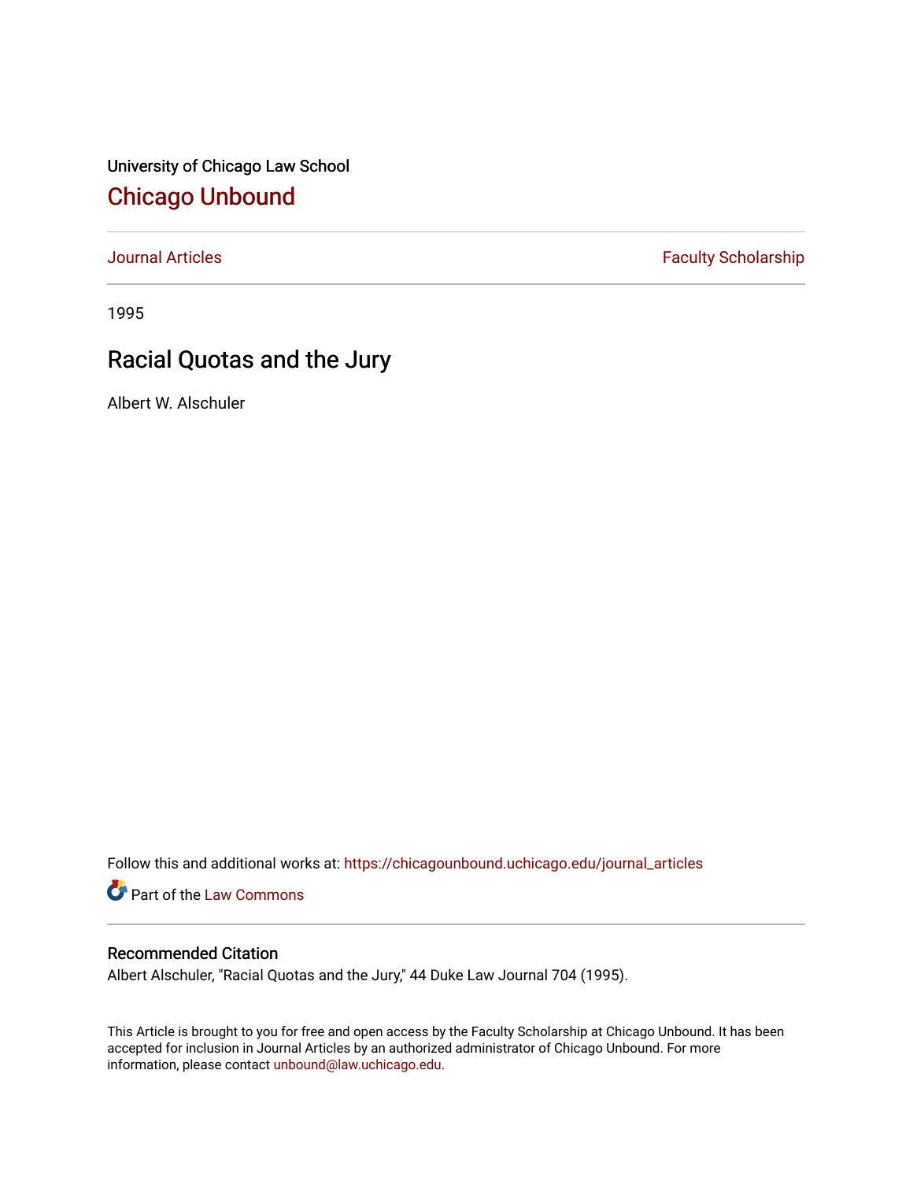University of Chicago Law School

# Chicago Unbound

Journal Articles | Faculty Scholarship

1995

## Racial Quotas and the Jury

Albert W. Alschuler

Follow this and additional works at: https://chicagounbound.uchicago.edu/journal_articles

Part of the Law Commons

### Recommended Citation

Albert Alschuler, "Racial Quotas and the Jury," 44 Duke Law Journal 704 (1995).

This Article is brought to you for free and open access by the Faculty Scholarship at Chicago Unbound. It has been accepted for inclusion in Journal Articles by an authorized administrator of Chicago Unbound. For more information, please contact unbound@law.uchicago.edu.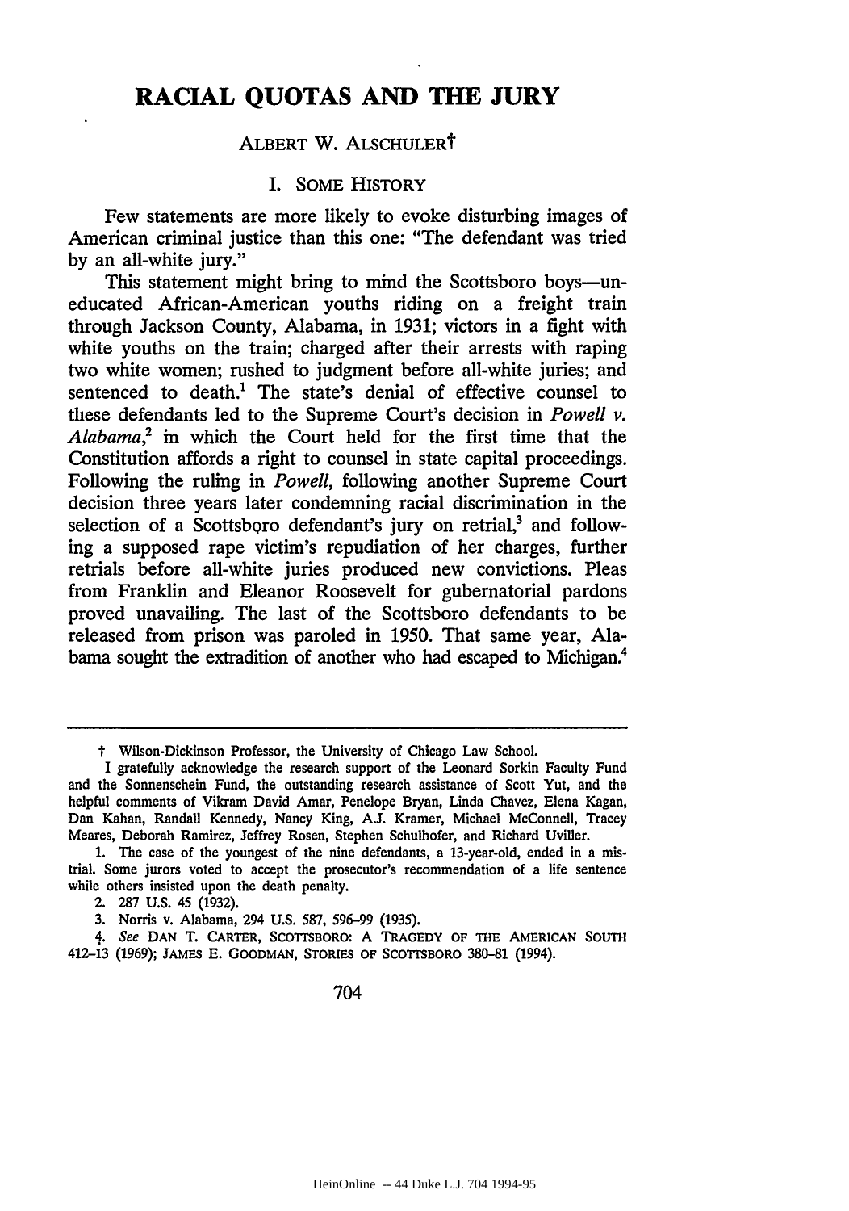# RACIAL QUOTAS AND THE JURY

ALBERT W. ALSCHULER†

## I. SOME HISTORY

Few statements are more likely to evoke disturbing images of American criminal justice than this one: "The defendant was tried by an all-white jury."

This statement might bring to mind the Scottsboro boys—uneducated African-American youths riding on a freight train through Jackson County, Alabama, in 1931; victors in a fight with white youths on the train; charged after their arrests with raping two white women; rushed to judgment before all-white juries; and sentenced to death.[1] The state's denial of effective counsel to these defendants led to the Supreme Court's decision in *Powell v. Alabama*,[2] in which the Court held for the first time that the Constitution affords a right to counsel in state capital proceedings. Following the ruling in *Powell*, following another Supreme Court decision three years later condemning racial discrimination in the selection of a Scottsboro defendant's jury on retrial,[3] and following a supposed rape victim's repudiation of her charges, further retrials before all-white juries produced new convictions. Pleas from Franklin and Eleanor Roosevelt for gubernatorial pardons proved unavailing. The last of the Scottsboro defendants to be released from prison was paroled in 1950. That same year, Alabama sought the extradition of another who had escaped to Michigan.[4]

---

† Wilson-Dickinson Professor, the University of Chicago Law School.

I gratefully acknowledge the research support of the Leonard Sorkin Faculty Fund and the Sonnenschein Fund, the outstanding research assistance of Scott Yut, and the helpful comments of Vikram David Amar, Penelope Bryan, Linda Chavez, Elena Kagan, Dan Kahan, Randall Kennedy, Nancy King, A.J. Kramer, Michael McConnell, Tracey Meares, Deborah Ramirez, Jeffrey Rosen, Stephen Schulhofer, and Richard Uviller.

1. The case of the youngest of the nine defendants, a 13-year-old, ended in a mistrial. Some jurors voted to accept the prosecutor's recommendation of a life sentence while others insisted upon the death penalty.

2. 287 U.S. 45 (1932).

3. Norris v. Alabama, 294 U.S. 587, 596–99 (1935).

4. *See* DAN T. CARTER, SCOTTSBORO: A TRAGEDY OF THE AMERICAN SOUTH 412–13 (1969); JAMES E. GOODMAN, STORIES OF SCOTTSBORO 380–81 (1994).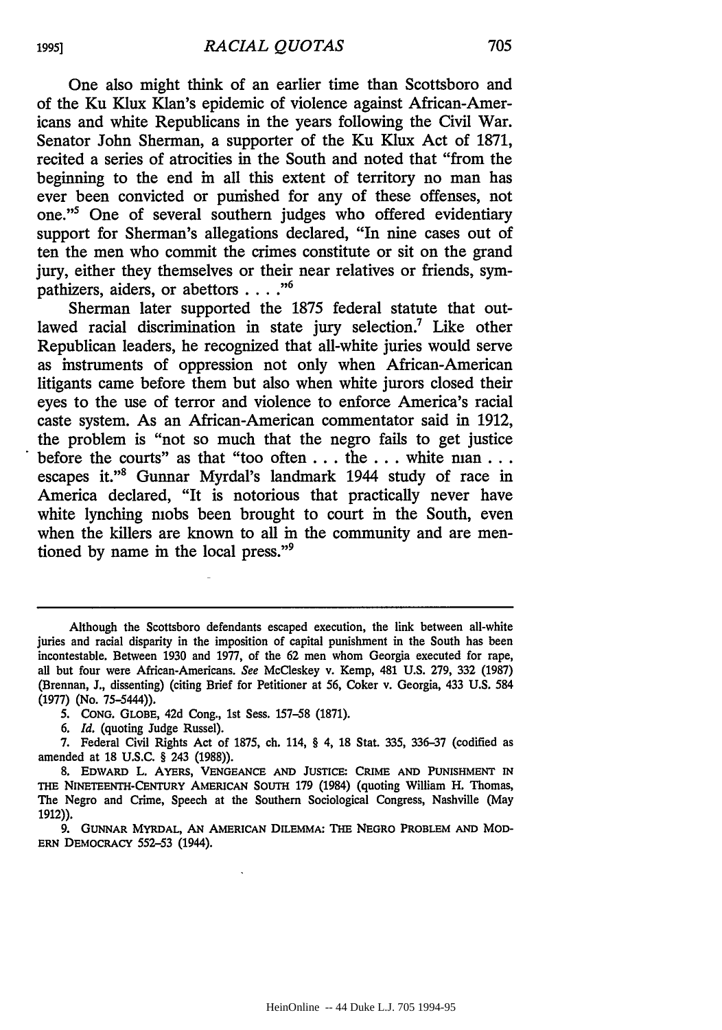One also might think of an earlier time than Scottsboro and of the Ku Klux Klan's epidemic of violence against African-Americans and white Republicans in the years following the Civil War. Senator John Sherman, a supporter of the Ku Klux Act of 1871, recited a series of atrocities in the South and noted that "from the beginning to the end in all this extent of territory no man has ever been convicted or punished for any of these offenses, not one."[5] One of several southern judges who offered evidentiary support for Sherman's allegations declared, "In nine cases out of ten the men who commit the crimes constitute or sit on the grand jury, either they themselves or their near relatives or friends, sympathizers, aiders, or abettors . . . ."[6]

Sherman later supported the 1875 federal statute that outlawed racial discrimination in state jury selection.[7] Like other Republican leaders, he recognized that all-white juries would serve as instruments of oppression not only when African-American litigants came before them but also when white jurors closed their eyes to the use of terror and violence to enforce America's racial caste system. As an African-American commentator said in 1912, the problem is "not so much that the negro fails to get justice before the courts" as that "too often . . . the . . . white man . . . escapes it."[8] Gunnar Myrdal's landmark 1944 study of race in America declared, "It is notorious that practically never have white lynching mobs been brought to court in the South, even when the killers are known to all in the community and are mentioned by name in the local press."[9]

---

Although the Scottsboro defendants escaped execution, the link between all-white juries and racial disparity in the imposition of capital punishment in the South has been incontestable. Between 1930 and 1977, of the 62 men whom Georgia executed for rape, all but four were African-Americans. *See* McCleskey v. Kemp, 481 U.S. 279, 332 (1987) (Brennan, J., dissenting) (citing Brief for Petitioner at 56, Coker v. Georgia, 433 U.S. 584 (1977) (No. 75-5444)).

5. CONG. GLOBE, 42d Cong., 1st Sess. 157-58 (1871).

6. *Id.* (quoting Judge Russel).

7. Federal Civil Rights Act of 1875, ch. 114, § 4, 18 Stat. 335, 336-37 (codified as amended at 18 U.S.C. § 243 (1988)).

8. EDWARD L. AYERS, VENGEANCE AND JUSTICE: CRIME AND PUNISHMENT IN THE NINETEENTH-CENTURY AMERICAN SOUTH 179 (1984) (quoting William H. Thomas, The Negro and Crime, Speech at the Southern Sociological Congress, Nashville (May 1912)).

9. GUNNAR MYRDAL, AN AMERICAN DILEMMA: THE NEGRO PROBLEM AND MODERN DEMOCRACY 552-53 (1944).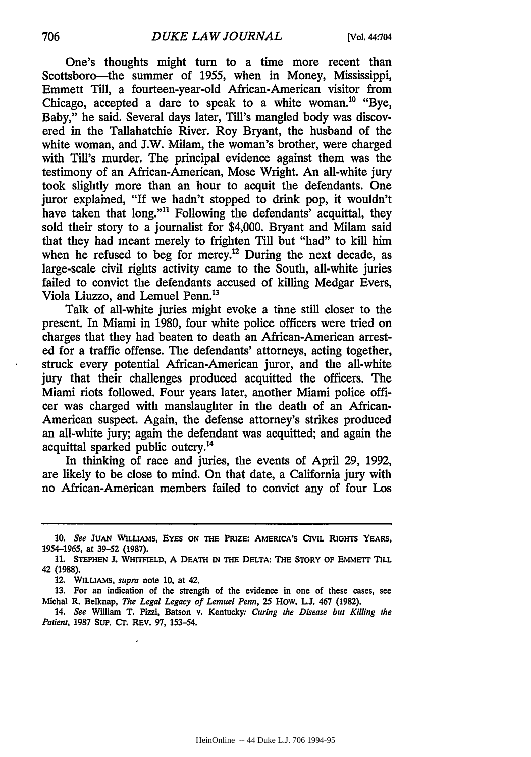One's thoughts might turn to a time more recent than Scottsboro—the summer of 1955, when in Money, Mississippi, Emmett Till, a fourteen-year-old African-American visitor from Chicago, accepted a dare to speak to a white woman.[10] "Bye, Baby," he said. Several days later, Till's mangled body was discovered in the Tallahatchie River. Roy Bryant, the husband of the white woman, and J.W. Milam, the woman's brother, were charged with Till's murder. The principal evidence against them was the testimony of an African-American, Mose Wright. An all-white jury took slightly more than an hour to acquit the defendants. One juror explained, "If we hadn't stopped to drink pop, it wouldn't have taken that long."[11] Following the defendants' acquittal, they sold their story to a journalist for $4,000. Bryant and Milam said that they had meant merely to frighten Till but "had" to kill him when he refused to beg for mercy.[12] During the next decade, as large-scale civil rights activity came to the South, all-white juries failed to convict the defendants accused of killing Medgar Evers, Viola Liuzzo, and Lemuel Penn.[13]

Talk of all-white juries might evoke a time still closer to the present. In Miami in 1980, four white police officers were tried on charges that they had beaten to death an African-American arrested for a traffic offense. The defendants' attorneys, acting together, struck every potential African-American juror, and the all-white jury that their challenges produced acquitted the officers. The Miami riots followed. Four years later, another Miami police officer was charged with manslaughter in the death of an African-American suspect. Again, the defense attorney's strikes produced an all-white jury; again the defendant was acquitted; and again the acquittal sparked public outcry.[14]

In thinking of race and juries, the events of April 29, 1992, are likely to be close to mind. On that date, a California jury with no African-American members failed to convict any of four Los

---

10. *See* JUAN WILLIAMS, EYES ON THE PRIZE: AMERICA'S CIVIL RIGHTS YEARS, 1954-1965, at 39-52 (1987).

11. STEPHEN J. WHITFIELD, A DEATH IN THE DELTA: THE STORY OF EMMETT TILL 42 (1988).

12. WILLIAMS, *supra* note 10, at 42.

13. For an indication of the strength of the evidence in one of these cases, see Michal R. Belknap, *The Legal Legacy of Lemuel Penn*, 25 HOW. L.J. 467 (1982).

14. *See* William T. Pizzi, Batson v. Kentucky: *Curing the Disease but Killing the Patient*, 1987 SUP. CT. REV. 97, 153-54.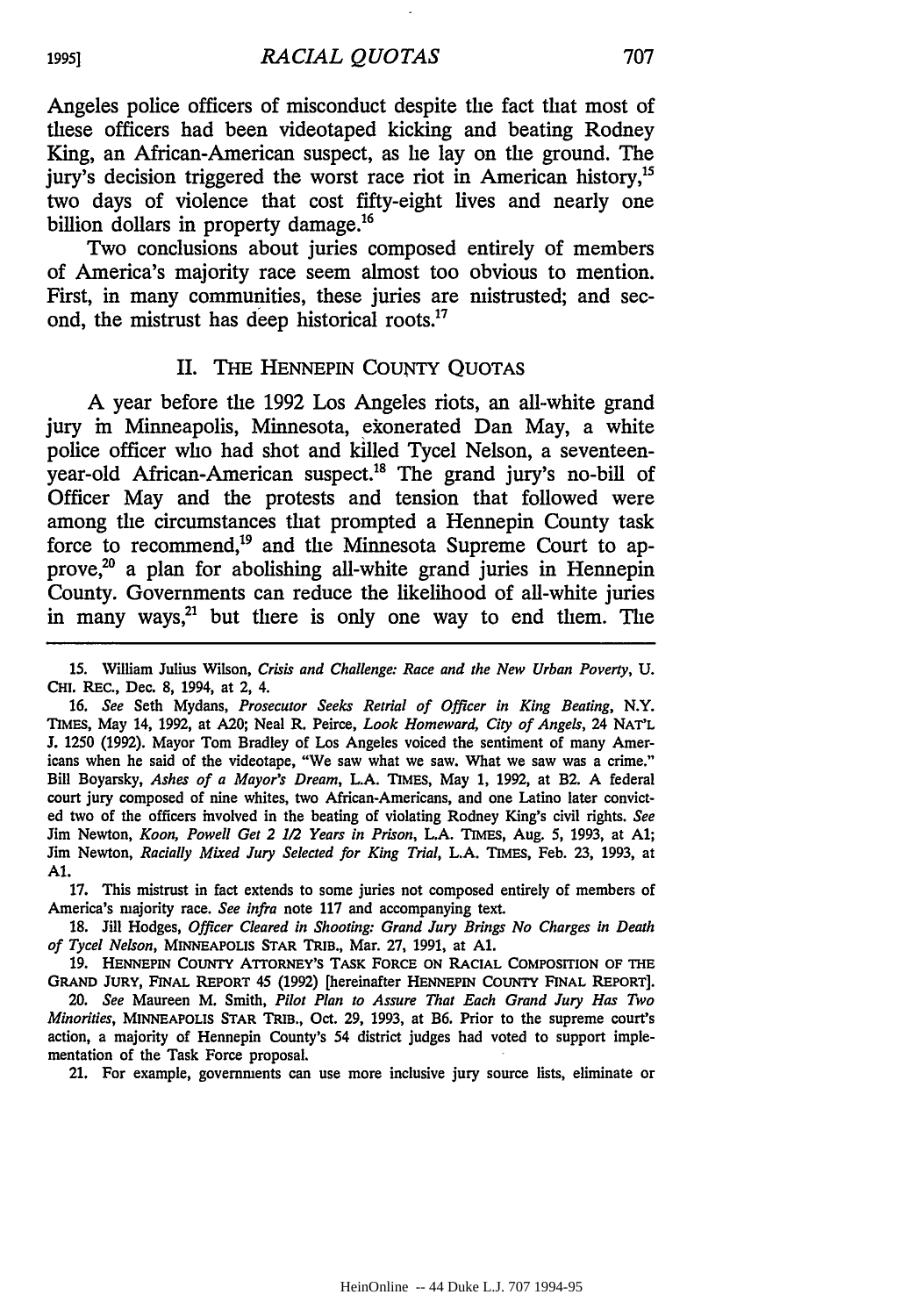Angeles police officers of misconduct despite the fact that most of these officers had been videotaped kicking and beating Rodney King, an African-American suspect, as he lay on the ground. The jury's decision triggered the worst race riot in American history,[15] two days of violence that cost fifty-eight lives and nearly one billion dollars in property damage.[16]

Two conclusions about juries composed entirely of members of America's majority race seem almost too obvious to mention. First, in many communities, these juries are mistrusted; and second, the mistrust has deep historical roots.[17]

## II. THE HENNEPIN COUNTY QUOTAS

A year before the 1992 Los Angeles riots, an all-white grand jury in Minneapolis, Minnesota, exonerated Dan May, a white police officer who had shot and killed Tycel Nelson, a seventeen-year-old African-American suspect.[18] The grand jury's no-bill of Officer May and the protests and tension that followed were among the circumstances that prompted a Hennepin County task force to recommend,[19] and the Minnesota Supreme Court to approve,[20] a plan for abolishing all-white grand juries in Hennepin County. Governments can reduce the likelihood of all-white juries in many ways,[21] but there is only one way to end them. The

---

15. William Julius Wilson, *Crisis and Challenge: Race and the New Urban Poverty*, U. CHI. REC., Dec. 8, 1994, at 2, 4.

16. *See* Seth Mydans, *Prosecutor Seeks Retrial of Officer in King Beating*, N.Y. TIMES, May 14, 1992, at A20; Neal R. Peirce, *Look Homeward, City of Angels*, 24 NAT'L J. 1250 (1992). Mayor Tom Bradley of Los Angeles voiced the sentiment of many Americans when he said of the videotape, "We saw what we saw. What we saw was a crime." Bill Boyarsky, *Ashes of a Mayor's Dream*, L.A. TIMES, May 1, 1992, at B2. A federal court jury composed of nine whites, two African-Americans, and one Latino later convicted two of the officers involved in the beating of violating Rodney King's civil rights. *See* Jim Newton, *Koon, Powell Get 2 1/2 Years in Prison*, L.A. TIMES, Aug. 5, 1993, at A1; Jim Newton, *Racially Mixed Jury Selected for King Trial*, L.A. TIMES, Feb. 23, 1993, at A1.

17. This mistrust in fact extends to some juries not composed entirely of members of America's majority race. *See infra* note 117 and accompanying text.

18. Jill Hodges, *Officer Cleared in Shooting: Grand Jury Brings No Charges in Death of Tycel Nelson*, MINNEAPOLIS STAR TRIB., Mar. 27, 1991, at A1.

19. HENNEPIN COUNTY ATTORNEY'S TASK FORCE ON RACIAL COMPOSITION OF THE GRAND JURY, FINAL REPORT 45 (1992) [hereinafter HENNEPIN COUNTY FINAL REPORT].

20. *See* Maureen M. Smith, *Pilot Plan to Assure That Each Grand Jury Has Two Minorities*, MINNEAPOLIS STAR TRIB., Oct. 29, 1993, at B6. Prior to the supreme court's action, a majority of Hennepin County's 54 district judges had voted to support implementation of the Task Force proposal.

21. For example, governments can use more inclusive jury source lists, eliminate or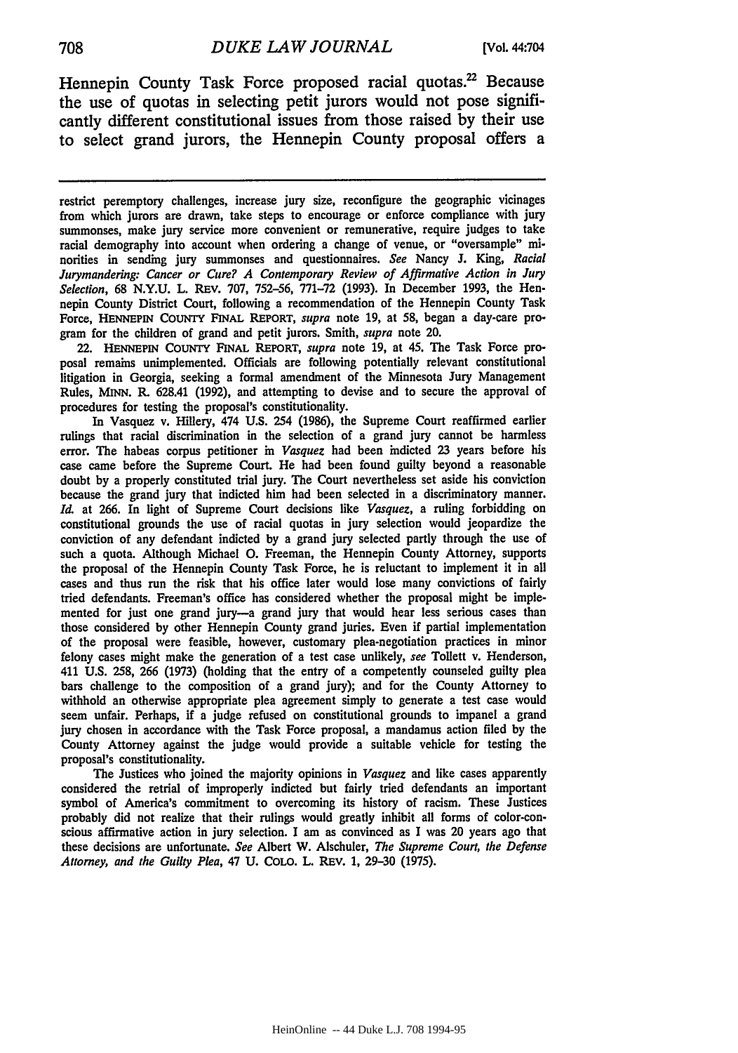Hennepin County Task Force proposed racial quotas.[22] Because the use of quotas in selecting petit jurors would not pose significantly different constitutional issues from those raised by their use to select grand jurors, the Hennepin County proposal offers a

---

restrict peremptory challenges, increase jury size, reconfigure the geographic vicinages from which jurors are drawn, take steps to encourage or enforce compliance with jury summonses, make jury service more convenient or remunerative, require judges to take racial demography into account when ordering a change of venue, or "oversample" minorities in sending jury summonses and questionnaires. *See* Nancy J. King, *Racial Jurymandering: Cancer or Cure? A Contemporary Review of Affirmative Action in Jury Selection*, 68 N.Y.U. L. REV. 707, 752-56, 771-72 (1993). In December 1993, the Hennepin County District Court, following a recommendation of the Hennepin County Task Force, HENNEPIN COUNTY FINAL REPORT, *supra* note 19, at 58, began a day-care program for the children of grand and petit jurors. Smith, *supra* note 20.

22. HENNEPIN COUNTY FINAL REPORT, *supra* note 19, at 45. The Task Force proposal remains unimplemented. Officials are following potentially relevant constitutional litigation in Georgia, seeking a formal amendment of the Minnesota Jury Management Rules, MINN. R. 628.41 (1992), and attempting to devise and to secure the approval of procedures for testing the proposal's constitutionality.

In Vasquez v. Hillery, 474 U.S. 254 (1986), the Supreme Court reaffirmed earlier rulings that racial discrimination in the selection of a grand jury cannot be harmless error. The habeas corpus petitioner in *Vasquez* had been indicted 23 years before his case came before the Supreme Court. He had been found guilty beyond a reasonable doubt by a properly constituted trial jury. The Court nevertheless set aside his conviction because the grand jury that indicted him had been selected in a discriminatory manner. *Id.* at 266. In light of Supreme Court decisions like *Vasquez*, a ruling forbidding on constitutional grounds the use of racial quotas in jury selection would jeopardize the conviction of any defendant indicted by a grand jury selected partly through the use of such a quota. Although Michael O. Freeman, the Hennepin County Attorney, supports the proposal of the Hennepin County Task Force, he is reluctant to implement it in all cases and thus run the risk that his office later would lose many convictions of fairly tried defendants. Freeman's office has considered whether the proposal might be implemented for just one grand jury—a grand jury that would hear less serious cases than those considered by other Hennepin County grand juries. Even if partial implementation of the proposal were feasible, however, customary plea-negotiation practices in minor felony cases might make the generation of a test case unlikely, *see* Tollett v. Henderson, 411 U.S. 258, 266 (1973) (holding that the entry of a competently counseled guilty plea bars challenge to the composition of a grand jury); and for the County Attorney to withhold an otherwise appropriate plea agreement simply to generate a test case would seem unfair. Perhaps, if a judge refused on constitutional grounds to impanel a grand jury chosen in accordance with the Task Force proposal, a mandamus action filed by the County Attorney against the judge would provide a suitable vehicle for testing the proposal's constitutionality.

The Justices who joined the majority opinions in *Vasquez* and like cases apparently considered the retrial of improperly indicted but fairly tried defendants an important symbol of America's commitment to overcoming its history of racism. These Justices probably did not realize that their rulings would greatly inhibit all forms of color-conscious affirmative action in jury selection. I am as convinced as I was 20 years ago that these decisions are unfortunate. *See* Albert W. Alschuler, *The Supreme Court, the Defense Attorney, and the Guilty Plea*, 47 U. COLO. L. REV. 1, 29-30 (1975).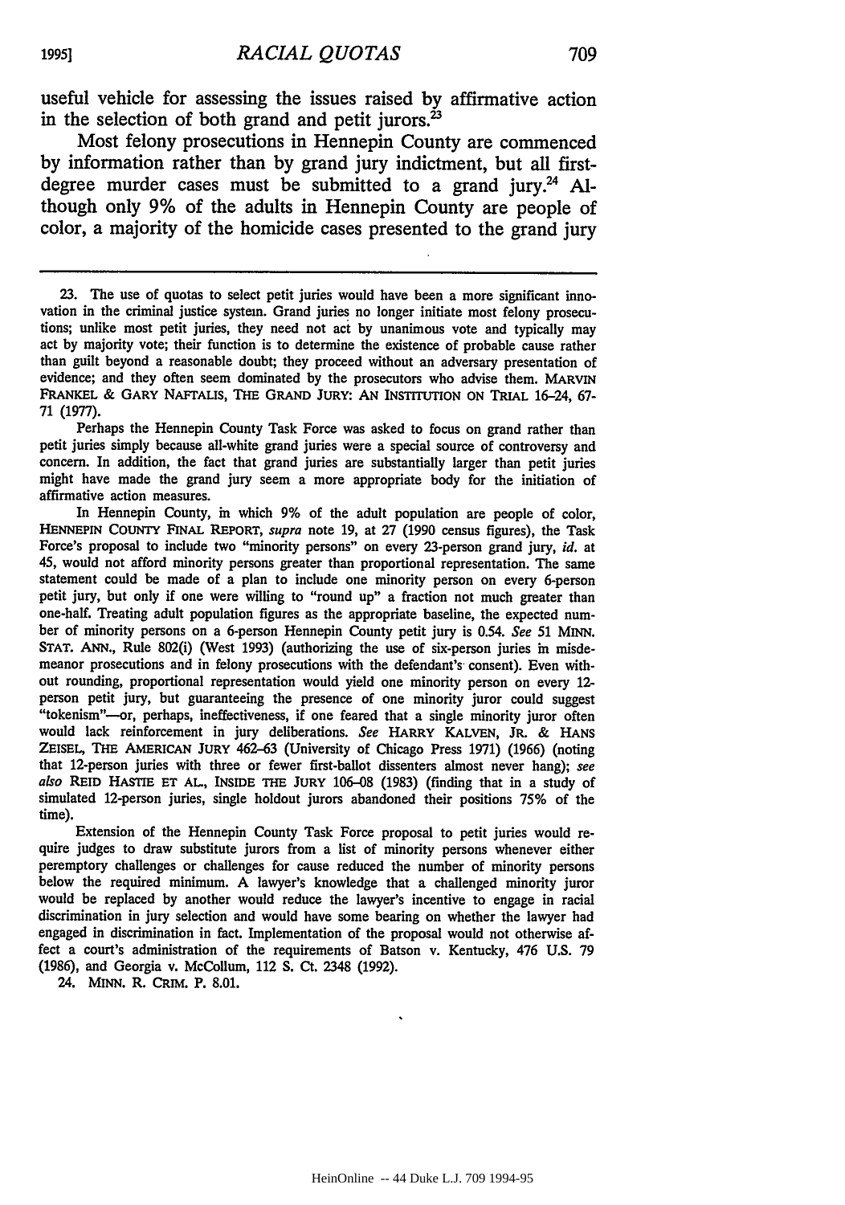useful vehicle for assessing the issues raised by affirmative action in the selection of both grand and petit jurors.[23]

Most felony prosecutions in Hennepin County are commenced by information rather than by grand jury indictment, but all first-degree murder cases must be submitted to a grand jury.[24] Although only 9% of the adults in Hennepin County are people of color, a majority of the homicide cases presented to the grand jury

---

23. The use of quotas to select petit juries would have been a more significant innovation in the criminal justice system. Grand juries no longer initiate most felony prosecutions; unlike most petit juries, they need not act by unanimous vote and typically may act by majority vote; their function is to determine the existence of probable cause rather than guilt beyond a reasonable doubt; they proceed without an adversary presentation of evidence; and they often seem dominated by the prosecutors who advise them. MARVIN FRANKEL & GARY NAFTALIS, THE GRAND JURY: AN INSTITUTION ON TRIAL 16-24, 67-71 (1977).

Perhaps the Hennepin County Task Force was asked to focus on grand rather than petit juries simply because all-white grand juries were a special source of controversy and concern. In addition, the fact that grand juries are substantially larger than petit juries might have made the grand jury seem a more appropriate body for the initiation of affirmative action measures.

In Hennepin County, in which 9% of the adult population are people of color, HENNEPIN COUNTY FINAL REPORT, *supra* note 19, at 27 (1990 census figures), the Task Force's proposal to include two "minority persons" on every 23-person grand jury, *id.* at 45, would not afford minority persons greater than proportional representation. The same statement could be made of a plan to include one minority person on every 6-person petit jury, but only if one were willing to "round up" a fraction not much greater than one-half. Treating adult population figures as the appropriate baseline, the expected number of minority persons on a 6-person Hennepin County petit jury is 0.54. *See* 51 MINN. STAT. ANN., Rule 802(i) (West 1993) (authorizing the use of six-person juries in misdemeanor prosecutions and in felony prosecutions with the defendant's consent). Even without rounding, proportional representation would yield one minority person on every 12-person petit jury, but guaranteeing the presence of one minority juror could suggest "tokenism"—or, perhaps, ineffectiveness, if one feared that a single minority juror often would lack reinforcement in jury deliberations. *See* HARRY KALVEN, JR. & HANS ZEISEL, THE AMERICAN JURY 462-63 (University of Chicago Press 1971) (1966) (noting that 12-person juries with three or fewer first-ballot dissenters almost never hang); *see also* REID HASTIE ET AL., INSIDE THE JURY 106-08 (1983) (finding that in a study of simulated 12-person juries, single holdout jurors abandoned their positions 75% of the time).

Extension of the Hennepin County Task Force proposal to petit juries would require judges to draw substitute jurors from a list of minority persons whenever either peremptory challenges or challenges for cause reduced the number of minority persons below the required minimum. A lawyer's knowledge that a challenged minority juror would be replaced by another would reduce the lawyer's incentive to engage in racial discrimination in jury selection and would have some bearing on whether the lawyer had engaged in discrimination in fact. Implementation of the proposal would not otherwise affect a court's administration of the requirements of Batson v. Kentucky, 476 U.S. 79 (1986), and Georgia v. McCollum, 112 S. Ct. 2348 (1992).

24. MINN. R. CRIM. P. 8.01.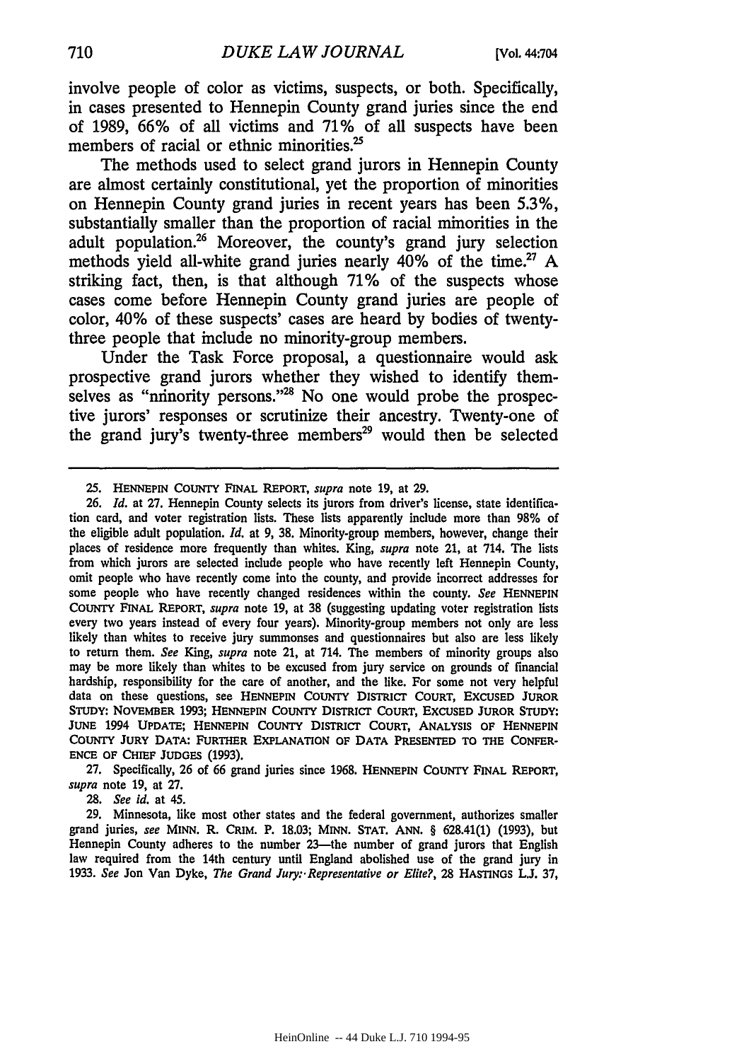involve people of color as victims, suspects, or both. Specifically, in cases presented to Hennepin County grand juries since the end of 1989, 66% of all victims and 71% of all suspects have been members of racial or ethnic minorities.[25]

The methods used to select grand jurors in Hennepin County are almost certainly constitutional, yet the proportion of minorities on Hennepin County grand juries in recent years has been 5.3%, substantially smaller than the proportion of racial minorities in the adult population.[26] Moreover, the county's grand jury selection methods yield all-white grand juries nearly 40% of the time.[27] A striking fact, then, is that although 71% of the suspects whose cases come before Hennepin County grand juries are people of color, 40% of these suspects' cases are heard by bodies of twenty-three people that include no minority-group members.

Under the Task Force proposal, a questionnaire would ask prospective grand jurors whether they wished to identify themselves as "minority persons."[28] No one would probe the prospective jurors' responses or scrutinize their ancestry. Twenty-one of the grand jury's twenty-three members[29] would then be selected

---

25. HENNEPIN COUNTY FINAL REPORT, *supra* note 19, at 29.

26. *Id.* at 27. Hennepin County selects its jurors from driver's license, state identification card, and voter registration lists. These lists apparently include more than 98% of the eligible adult population. *Id.* at 9, 38. Minority-group members, however, change their places of residence more frequently than whites. King, *supra* note 21, at 714. The lists from which jurors are selected include people who have recently left Hennepin County, omit people who have recently come into the county, and provide incorrect addresses for some people who have recently changed residences within the county. *See* HENNEPIN COUNTY FINAL REPORT, *supra* note 19, at 38 (suggesting updating voter registration lists every two years instead of every four years). Minority-group members not only are less likely than whites to receive jury summonses and questionnaires but also are less likely to return them. *See* King, *supra* note 21, at 714. The members of minority groups also may be more likely than whites to be excused from jury service on grounds of financial hardship, responsibility for the care of another, and the like. For some not very helpful data on these questions, see HENNEPIN COUNTY DISTRICT COURT, EXCUSED JUROR STUDY: NOVEMBER 1993; HENNEPIN COUNTY DISTRICT COURT, EXCUSED JUROR STUDY: JUNE 1994 UPDATE; HENNEPIN COUNTY DISTRICT COURT, ANALYSIS OF HENNEPIN COUNTY JURY DATA: FURTHER EXPLANATION OF DATA PRESENTED TO THE CONFERENCE OF CHIEF JUDGES (1993).

27. Specifically, 26 of 66 grand juries since 1968. HENNEPIN COUNTY FINAL REPORT, *supra* note 19, at 27.

28. *See id.* at 45.

29. Minnesota, like most other states and the federal government, authorizes smaller grand juries, *see* MINN. R. CRIM. P. 18.03; MINN. STAT. ANN. § 628.41(1) (1993), but Hennepin County adheres to the number 23—the number of grand jurors that English law required from the 14th century until England abolished use of the grand jury in 1933. *See* Jon Van Dyke, *The Grand Jury: Representative or Elite?*, 28 HASTINGS L.J. 37,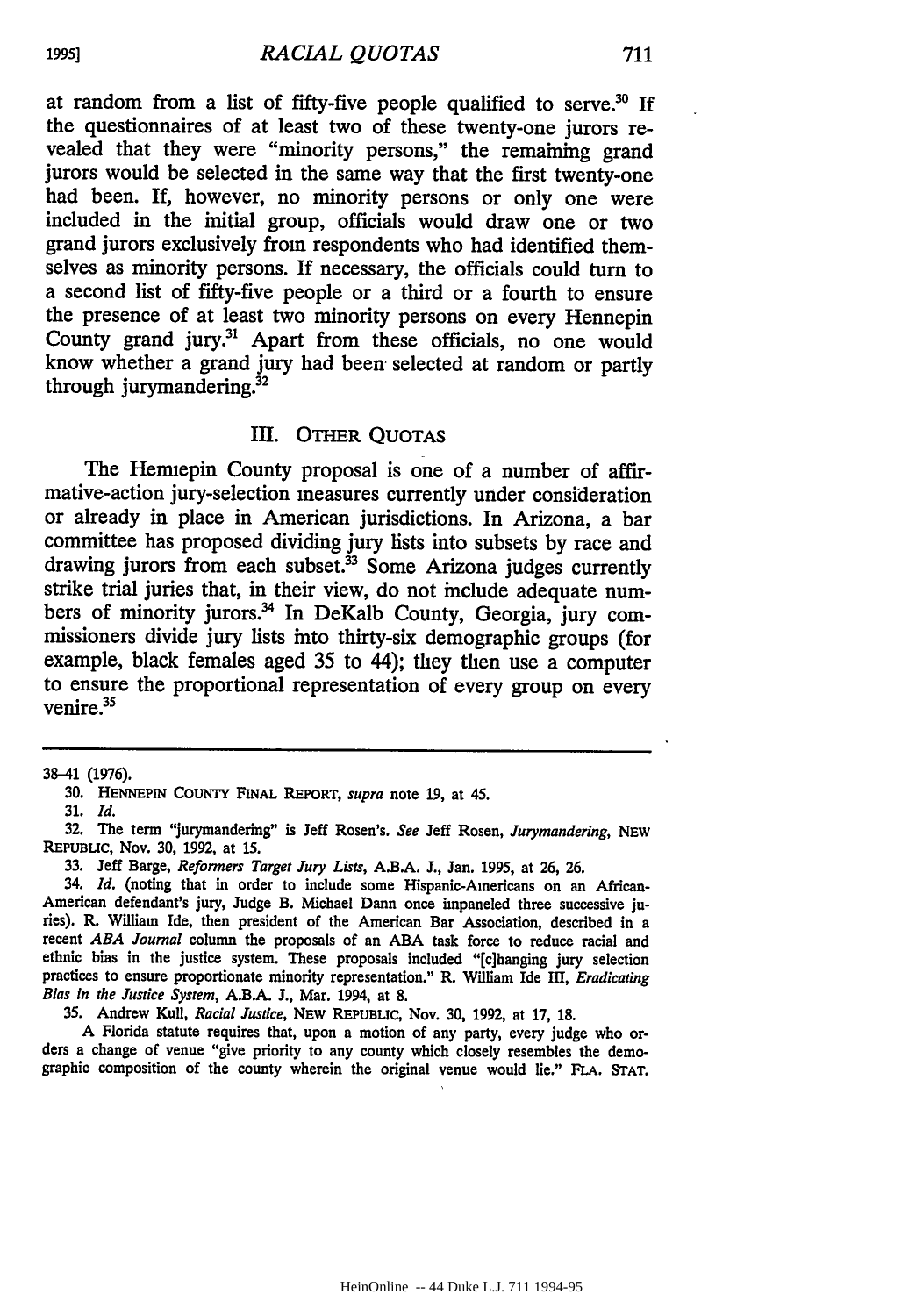at random from a list of fifty-five people qualified to serve.[30] If the questionnaires of at least two of these twenty-one jurors revealed that they were "minority persons," the remaining grand jurors would be selected in the same way that the first twenty-one had been. If, however, no minority persons or only one were included in the initial group, officials would draw one or two grand jurors exclusively from respondents who had identified themselves as minority persons. If necessary, the officials could turn to a second list of fifty-five people or a third or a fourth to ensure the presence of at least two minority persons on every Hennepin County grand jury.[31] Apart from these officials, no one would know whether a grand jury had been selected at random or partly through jurymandering.[32]

## III. OTHER QUOTAS

The Hennepin County proposal is one of a number of affirmative-action jury-selection measures currently under consideration or already in place in American jurisdictions. In Arizona, a bar committee has proposed dividing jury lists into subsets by race and drawing jurors from each subset.[33] Some Arizona judges currently strike trial juries that, in their view, do not include adequate numbers of minority jurors.[34] In DeKalb County, Georgia, jury commissioners divide jury lists into thirty-six demographic groups (for example, black females aged 35 to 44); they then use a computer to ensure the proportional representation of every group on every venire.[35]

---

38-41 (1976).

30. HENNEPIN COUNTY FINAL REPORT, *supra* note 19, at 45.

31. *Id.*

32. The term "jurymandering" is Jeff Rosen's. *See* Jeff Rosen, *Jurymandering*, NEW REPUBLIC, Nov. 30, 1992, at 15.

33. Jeff Barge, *Reformers Target Jury Lists*, A.B.A. J., Jan. 1995, at 26, 26.

34. *Id.* (noting that in order to include some Hispanic-Americans on an African-American defendant's jury, Judge B. Michael Dann once impaneled three successive juries). R. William Ide, then president of the American Bar Association, described in a recent *ABA Journal* column the proposals of an ABA task force to reduce racial and ethnic bias in the justice system. These proposals included "[c]hanging jury selection practices to ensure proportionate minority representation." R. William Ide III, *Eradicating Bias in the Justice System*, A.B.A. J., Mar. 1994, at 8.

35. Andrew Kull, *Racial Justice*, NEW REPUBLIC, Nov. 30, 1992, at 17, 18.

A Florida statute requires that, upon a motion of any party, every judge who orders a change of venue "give priority to any county which closely resembles the demographic composition of the county wherein the original venue would lie." FLA. STAT.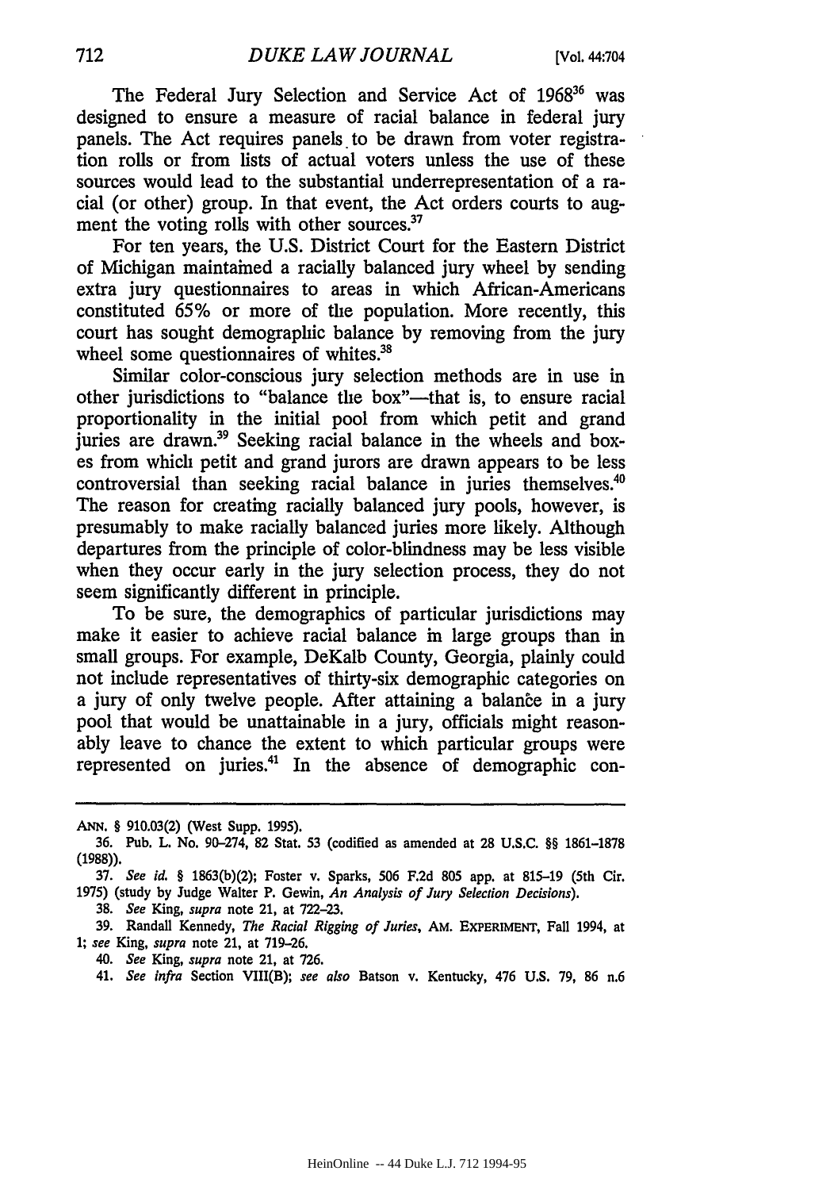The Federal Jury Selection and Service Act of 1968[36] was designed to ensure a measure of racial balance in federal jury panels. The Act requires panels to be drawn from voter registration rolls or from lists of actual voters unless the use of these sources would lead to the substantial underrepresentation of a racial (or other) group. In that event, the Act orders courts to augment the voting rolls with other sources.[37]

For ten years, the U.S. District Court for the Eastern District of Michigan maintained a racially balanced jury wheel by sending extra jury questionnaires to areas in which African-Americans constituted 65% or more of the population. More recently, this court has sought demographic balance by removing from the jury wheel some questionnaires of whites.[38]

Similar color-conscious jury selection methods are in use in other jurisdictions to "balance the box"—that is, to ensure racial proportionality in the initial pool from which petit and grand juries are drawn.[39] Seeking racial balance in the wheels and boxes from which petit and grand jurors are drawn appears to be less controversial than seeking racial balance in juries themselves.[40] The reason for creating racially balanced jury pools, however, is presumably to make racially balanced juries more likely. Although departures from the principle of color-blindness may be less visible when they occur early in the jury selection process, they do not seem significantly different in principle.

To be sure, the demographics of particular jurisdictions may make it easier to achieve racial balance in large groups than in small groups. For example, DeKalb County, Georgia, plainly could not include representatives of thirty-six demographic categories on a jury of only twelve people. After attaining a balance in a jury pool that would be unattainable in a jury, officials might reasonably leave to chance the extent to which particular groups were represented on juries.[41] In the absence of demographic con-

---

ANN. § 910.03(2) (West Supp. 1995).

36. Pub. L. No. 90-274, 82 Stat. 53 (codified as amended at 28 U.S.C. §§ 1861-1878 (1988)).

37. *See id.* § 1863(b)(2); Foster v. Sparks, 506 F.2d 805 app. at 815-19 (5th Cir. 1975) (study by Judge Walter P. Gewin, *An Analysis of Jury Selection Decisions*).

38. *See* King, *supra* note 21, at 722-23.

39. Randall Kennedy, *The Racial Rigging of Juries*, AM. EXPERIMENT, Fall 1994, at 1; *see* King, *supra* note 21, at 719-26.

40. *See* King, *supra* note 21, at 726.

41. *See infra* Section VIII(B); *see also* Batson v. Kentucky, 476 U.S. 79, 86 n.6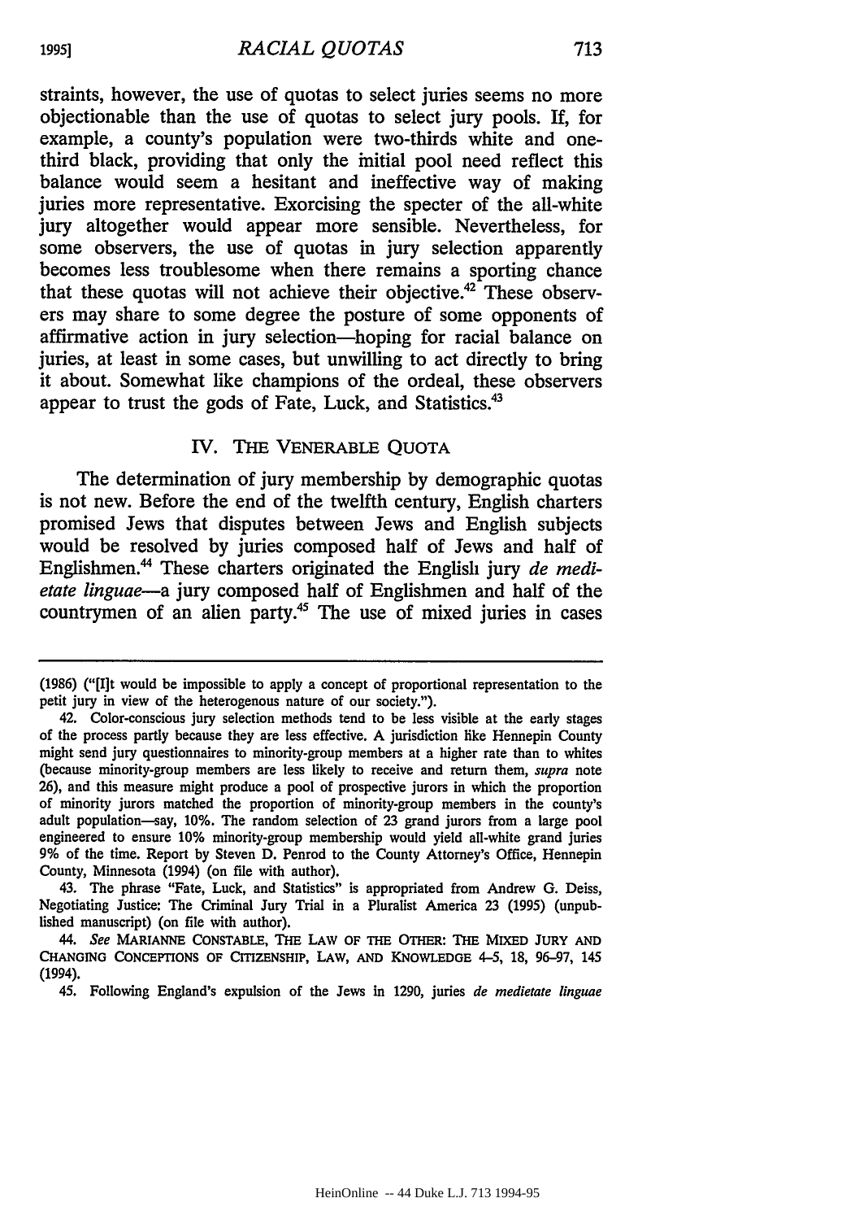straints, however, the use of quotas to select juries seems no more objectionable than the use of quotas to select jury pools. If, for example, a county's population were two-thirds white and one-third black, providing that only the initial pool need reflect this balance would seem a hesitant and ineffective way of making juries more representative. Exorcising the specter of the all-white jury altogether would appear more sensible. Nevertheless, for some observers, the use of quotas in jury selection apparently becomes less troublesome when there remains a sporting chance that these quotas will not achieve their objective.[42] These observers may share to some degree the posture of some opponents of affirmative action in jury selection—hoping for racial balance on juries, at least in some cases, but unwilling to act directly to bring it about. Somewhat like champions of the ordeal, these observers appear to trust the gods of Fate, Luck, and Statistics.[43]

## IV. THE VENERABLE QUOTA

The determination of jury membership by demographic quotas is not new. Before the end of the twelfth century, English charters promised Jews that disputes between Jews and English subjects would be resolved by juries composed half of Jews and half of Englishmen.[44] These charters originated the English jury *de medietate linguae*—a jury composed half of Englishmen and half of the countrymen of an alien party.[45] The use of mixed juries in cases

---

(1986) ("[I]t would be impossible to apply a concept of proportional representation to the petit jury in view of the heterogenous nature of our society.").

42. Color-conscious jury selection methods tend to be less visible at the early stages of the process partly because they are less effective. A jurisdiction like Hennepin County might send jury questionnaires to minority-group members at a higher rate than to whites (because minority-group members are less likely to receive and return them, *supra* note 26), and this measure might produce a pool of prospective jurors in which the proportion of minority jurors matched the proportion of minority-group members in the county's adult population—say, 10%. The random selection of 23 grand jurors from a large pool engineered to ensure 10% minority-group membership would yield all-white grand juries 9% of the time. Report by Steven D. Penrod to the County Attorney's Office, Hennepin County, Minnesota (1994) (on file with author).

43. The phrase "Fate, Luck, and Statistics" is appropriated from Andrew G. Deiss, Negotiating Justice: The Criminal Jury Trial in a Pluralist America 23 (1995) (unpublished manuscript) (on file with author).

44. *See* MARIANNE CONSTABLE, THE LAW OF THE OTHER: THE MIXED JURY AND CHANGING CONCEPTIONS OF CITIZENSHIP, LAW, AND KNOWLEDGE 4-5, 18, 96-97, 145 (1994).

45. Following England's expulsion of the Jews in 1290, juries *de medietate linguae*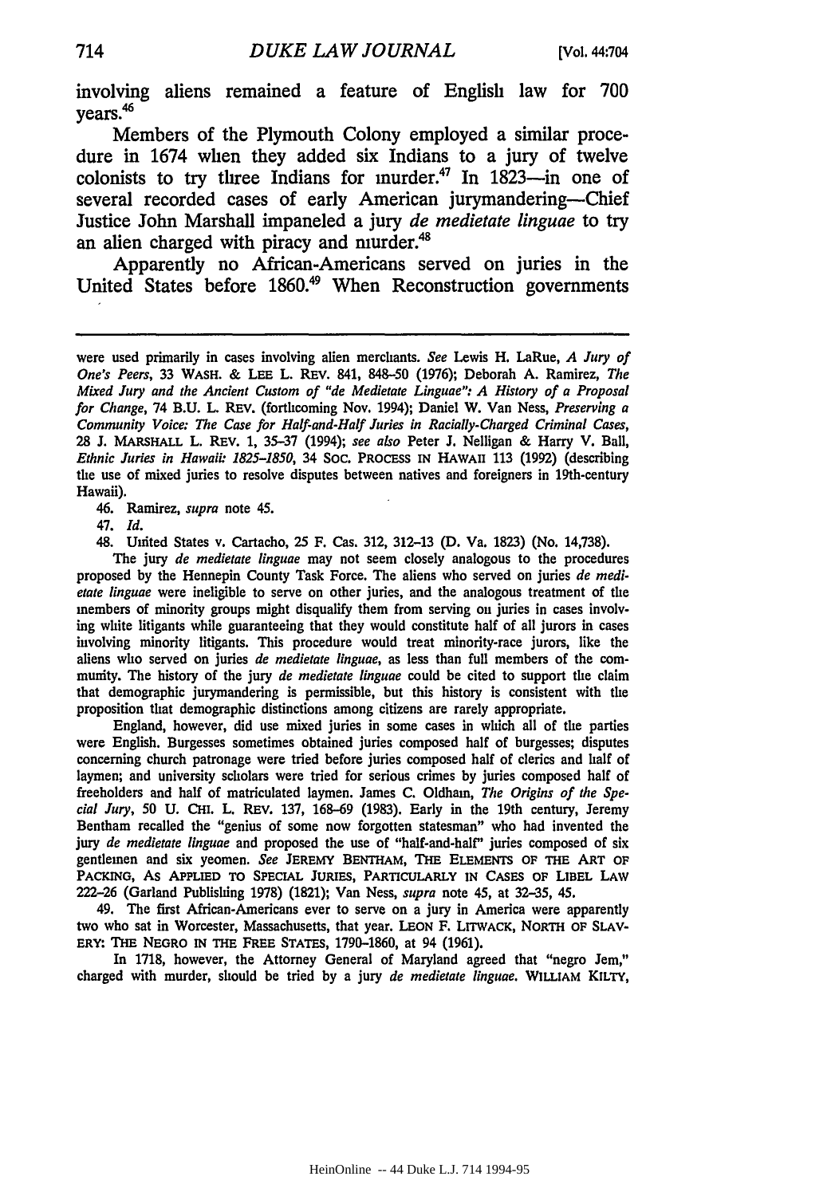involving aliens remained a feature of English law for 700 years.[46]

Members of the Plymouth Colony employed a similar procedure in 1674 when they added six Indians to a jury of twelve colonists to try three Indians for murder.[47] In 1823—in one of several recorded cases of early American jurymandering—Chief Justice John Marshall impaneled a jury *de medietate linguae* to try an alien charged with piracy and murder.[48]

Apparently no African-Americans served on juries in the United States before 1860.[49] When Reconstruction governments

---

were used primarily in cases involving alien merchants. *See* Lewis H. LaRue, *A Jury of One's Peers*, 33 WASH. & LEE L. REV. 841, 848-50 (1976); Deborah A. Ramirez, *The Mixed Jury and the Ancient Custom of "de Medietate Linguae": A History of a Proposal for Change*, 74 B.U. L. REV. (forthcoming Nov. 1994); Daniel W. Van Ness, *Preserving a Community Voice: The Case for Half-and-Half Juries in Racially-Charged Criminal Cases*, 28 J. MARSHALL L. REV. 1, 35-37 (1994); *see also* Peter J. Nelligan & Harry V. Ball, *Ethnic Juries in Hawaii: 1825-1850*, 34 SOC. PROCESS IN HAWAII 113 (1992) (describing the use of mixed juries to resolve disputes between natives and foreigners in 19th-century Hawaii).

46. Ramirez, *supra* note 45.

47. *Id.*

48. United States v. Cartacho, 25 F. Cas. 312, 312-13 (D. Va. 1823) (No. 14,738).

The jury *de medietate linguae* may not seem closely analogous to the procedures proposed by the Hennepin County Task Force. The aliens who served on juries *de medietate linguae* were ineligible to serve on other juries, and the analogous treatment of the members of minority groups might disqualify them from serving on juries in cases involving white litigants while guaranteeing that they would constitute half of all jurors in cases involving minority litigants. This procedure would treat minority-race jurors, like the aliens who served on juries *de medietate linguae*, as less than full members of the community. The history of the jury *de medietate linguae* could be cited to support the claim that demographic jurymandering is permissible, but this history is consistent with the proposition that demographic distinctions among citizens are rarely appropriate.

England, however, did use mixed juries in some cases in which all of the parties were English. Burgesses sometimes obtained juries composed half of burgesses; disputes concerning church patronage were tried before juries composed half of clerics and half of laymen; and university scholars were tried for serious crimes by juries composed half of freeholders and half of matriculated laymen. James C. Oldham, *The Origins of the Special Jury*, 50 U. CHI. L. REV. 137, 168-69 (1983). Early in the 19th century, Jeremy Bentham recalled the "genius of some now forgotten statesman" who had invented the jury *de medietate linguae* and proposed the use of "half-and-half" juries composed of six gentlemen and six yeomen. *See* JEREMY BENTHAM, THE ELEMENTS OF THE ART OF PACKING, AS APPLIED TO SPECIAL JURIES, PARTICULARLY IN CASES OF LIBEL LAW 222-26 (Garland Publishing 1978) (1821); Van Ness, *supra* note 45, at 32-35, 45.

49. The first African-Americans ever to serve on a jury in America were apparently two who sat in Worcester, Massachusetts, that year. LEON F. LITWACK, NORTH OF SLAVERY: THE NEGRO IN THE FREE STATES, 1790-1860, at 94 (1961).

In 1718, however, the Attorney General of Maryland agreed that "negro Jem," charged with murder, should be tried by a jury *de medietate linguae*. WILLIAM KILTY,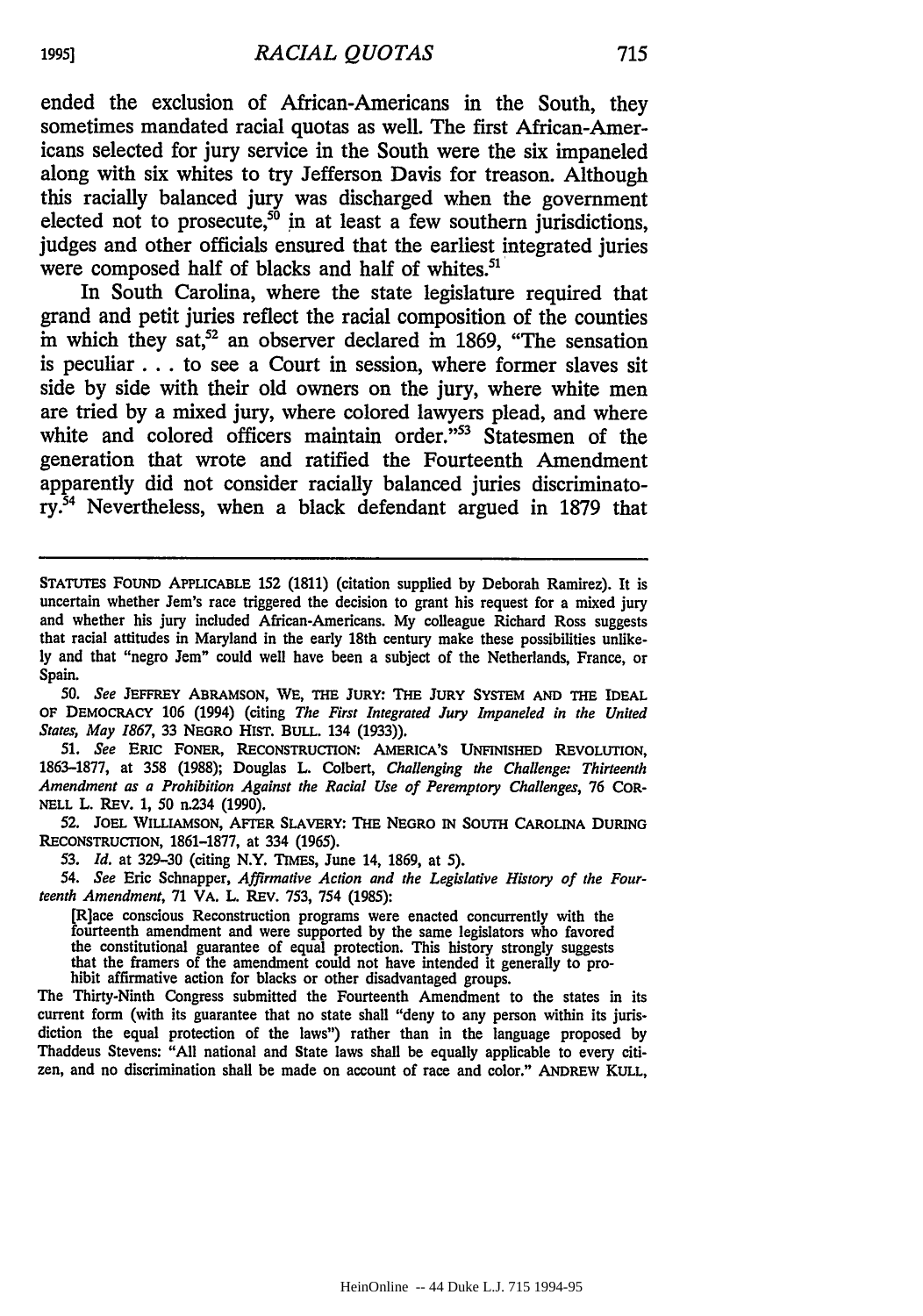ended the exclusion of African-Americans in the South, they sometimes mandated racial quotas as well. The first African-Americans selected for jury service in the South were the six impaneled along with six whites to try Jefferson Davis for treason. Although this racially balanced jury was discharged when the government elected not to prosecute,[50] in at least a few southern jurisdictions, judges and other officials ensured that the earliest integrated juries were composed half of blacks and half of whites.[51]

In South Carolina, where the state legislature required that grand and petit juries reflect the racial composition of the counties in which they sat,[52] an observer declared in 1869, "The sensation is peculiar . . . to see a Court in session, where former slaves sit side by side with their old owners on the jury, where white men are tried by a mixed jury, where colored lawyers plead, and where white and colored officers maintain order."[53] Statesmen of the generation that wrote and ratified the Fourteenth Amendment apparently did not consider racially balanced juries discriminatory.[54] Nevertheless, when a black defendant argued in 1879 that

---

STATUTES FOUND APPLICABLE 152 (1811) (citation supplied by Deborah Ramirez). It is uncertain whether Jem's race triggered the decision to grant his request for a mixed jury and whether his jury included African-Americans. My colleague Richard Ross suggests that racial attitudes in Maryland in the early 18th century make these possibilities unlikely and that "negro Jem" could well have been a subject of the Netherlands, France, or Spain.

50. *See* JEFFREY ABRAMSON, WE, THE JURY: THE JURY SYSTEM AND THE IDEAL OF DEMOCRACY 106 (1994) (citing *The First Integrated Jury Impaneled in the United States, May 1867*, 33 NEGRO HIST. BULL. 134 (1933)).

51. *See* ERIC FONER, RECONSTRUCTION: AMERICA'S UNFINISHED REVOLUTION, 1863-1877, at 358 (1988); Douglas L. Colbert, *Challenging the Challenge: Thirteenth Amendment as a Prohibition Against the Racial Use of Peremptory Challenges*, 76 CORNELL L. REV. 1, 50 n.234 (1990).

52. JOEL WILLIAMSON, AFTER SLAVERY: THE NEGRO IN SOUTH CAROLINA DURING RECONSTRUCTION, 1861-1877, at 334 (1965).

53. *Id.* at 329-30 (citing N.Y. TIMES, June 14, 1869, at 5).

54. *See* Eric Schnapper, *Affirmative Action and the Legislative History of the Fourteenth Amendment*, 71 VA. L. REV. 753, 754 (1985):

> [R]ace conscious Reconstruction programs were enacted concurrently with the fourteenth amendment and were supported by the same legislators who favored the constitutional guarantee of equal protection. This history strongly suggests that the framers of the amendment could not have intended it generally to prohibit affirmative action for blacks or other disadvantaged groups.

The Thirty-Ninth Congress submitted the Fourteenth Amendment to the states in its current form (with its guarantee that no state shall "deny to any person within its jurisdiction the equal protection of the laws") rather than in the language proposed by Thaddeus Stevens: "All national and State laws shall be equally applicable to every citizen, and no discrimination shall be made on account of race and color." ANDREW KULL,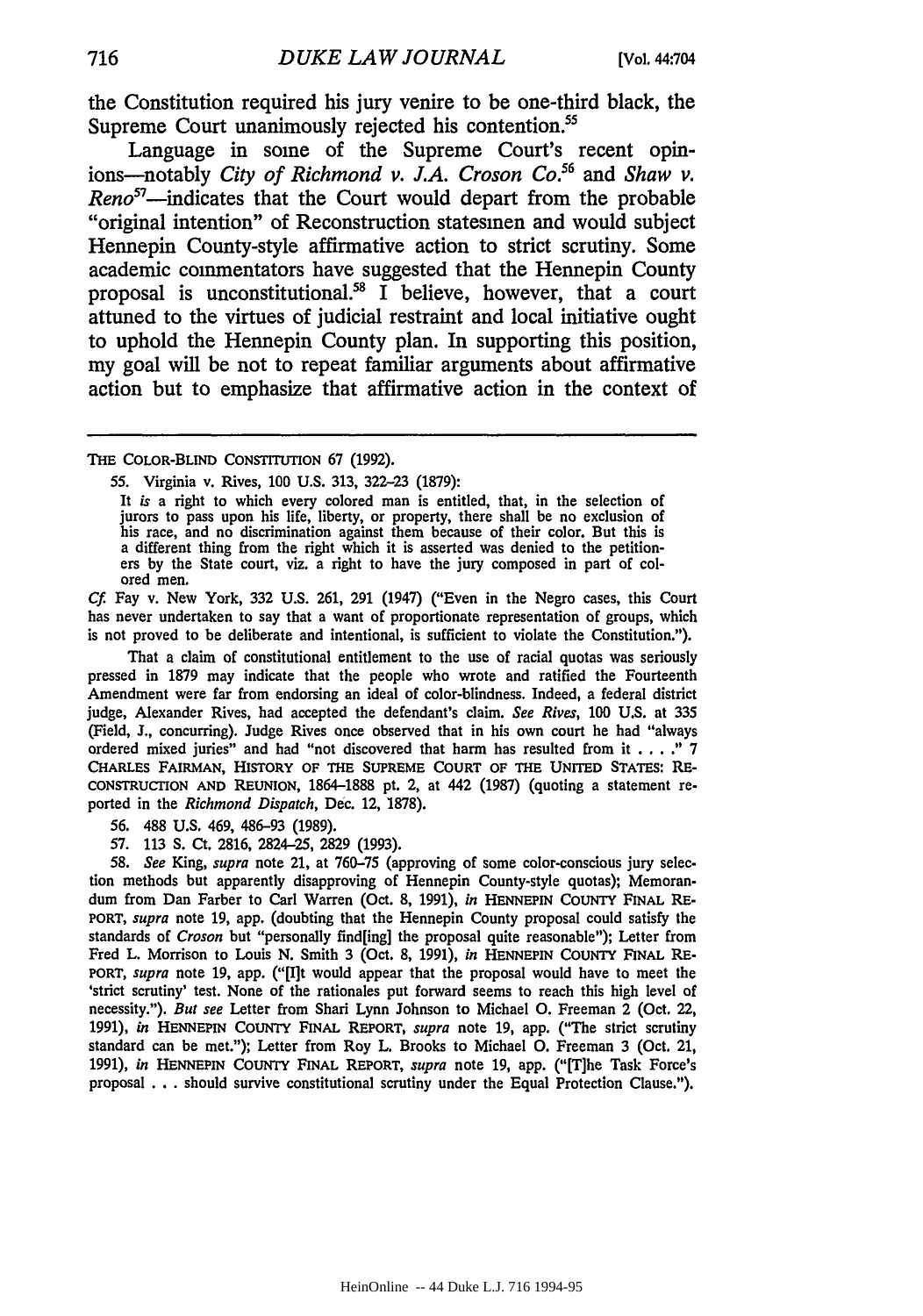the Constitution required his jury venire to be one-third black, the Supreme Court unanimously rejected his contention.[55]

Language in some of the Supreme Court's recent opinions—notably *City of Richmond v. J.A. Croson Co.*[56] and *Shaw v. Reno*[57]—indicates that the Court would depart from the probable "original intention" of Reconstruction statesmen and would subject Hennepin County-style affirmative action to strict scrutiny. Some academic commentators have suggested that the Hennepin County proposal is unconstitutional.[58] I believe, however, that a court attuned to the virtues of judicial restraint and local initiative ought to uphold the Hennepin County plan. In supporting this position, my goal will be not to repeat familiar arguments about affirmative action but to emphasize that affirmative action in the context of

---

THE COLOR-BLIND CONSTITUTION 67 (1992).

55. Virginia v. Rives, 100 U.S. 313, 322–23 (1879):

> It *is* a right to which every colored man is entitled, that, in the selection of jurors to pass upon his life, liberty, or property, there shall be no exclusion of his race, and no discrimination against them because of their color. But this is a different thing from the right which it is asserted was denied to the petitioners by the State court, viz. a right to have the jury composed in part of colored men.

*Cf.* Fay v. New York, 332 U.S. 261, 291 (1947) ("Even in the Negro cases, this Court has never undertaken to say that a want of proportionate representation of groups, which is not proved to be deliberate and intentional, is sufficient to violate the Constitution.").

That a claim of constitutional entitlement to the use of racial quotas was seriously pressed in 1879 may indicate that the people who wrote and ratified the Fourteenth Amendment were far from endorsing an ideal of color-blindness. Indeed, a federal district judge, Alexander Rives, had accepted the defendant's claim. *See Rives*, 100 U.S. at 335 (Field, J., concurring). Judge Rives once observed that in his own court he had "always ordered mixed juries" and had "not discovered that harm has resulted from it . . . ." 7 CHARLES FAIRMAN, HISTORY OF THE SUPREME COURT OF THE UNITED STATES: RECONSTRUCTION AND REUNION, 1864–1888 pt. 2, at 442 (1987) (quoting a statement reported in the *Richmond Dispatch*, Dec. 12, 1878).

56. 488 U.S. 469, 486–93 (1989).

57. 113 S. Ct. 2816, 2824–25, 2829 (1993).

58. *See* King, *supra* note 21, at 760–75 (approving of some color-conscious jury selection methods but apparently disapproving of Hennepin County-style quotas); Memorandum from Dan Farber to Carl Warren (Oct. 8, 1991), *in* HENNEPIN COUNTY FINAL REPORT, *supra* note 19, app. (doubting that the Hennepin County proposal could satisfy the standards of *Croson* but "personally find[ing] the proposal quite reasonable"); Letter from Fred L. Morrison to Louis N. Smith 3 (Oct. 8, 1991), *in* HENNEPIN COUNTY FINAL REPORT, *supra* note 19, app. ("[I]t would appear that the proposal would have to meet the 'strict scrutiny' test. None of the rationales put forward seems to reach this high level of necessity."). *But see* Letter from Shari Lynn Johnson to Michael O. Freeman 2 (Oct. 22, 1991), *in* HENNEPIN COUNTY FINAL REPORT, *supra* note 19, app. ("The strict scrutiny standard can be met."); Letter from Roy L. Brooks to Michael O. Freeman 3 (Oct. 21, 1991), *in* HENNEPIN COUNTY FINAL REPORT, *supra* note 19, app. ("[T]he Task Force's proposal . . . should survive constitutional scrutiny under the Equal Protection Clause.").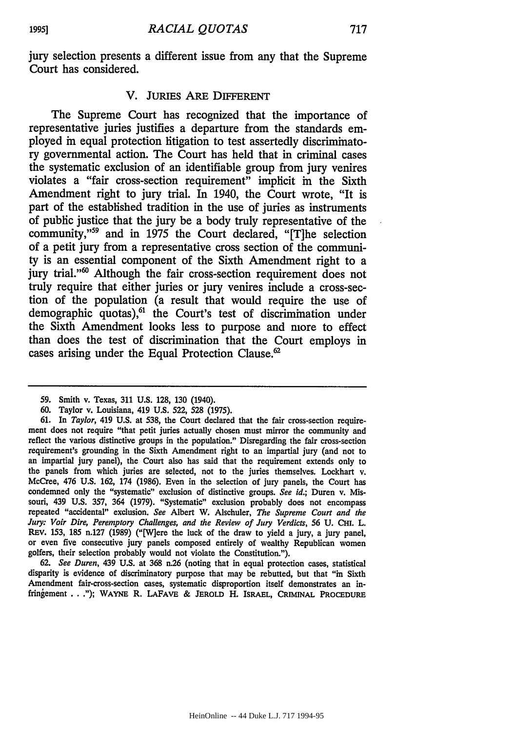jury selection presents a different issue from any that the Supreme Court has considered.

## V. JURIES ARE DIFFERENT

The Supreme Court has recognized that the importance of representative juries justifies a departure from the standards employed in equal protection litigation to test assertedly discriminatory governmental action. The Court has held that in criminal cases the systematic exclusion of an identifiable group from jury venires violates a "fair cross-section requirement" implicit in the Sixth Amendment right to jury trial. In 1940, the Court wrote, "It is part of the established tradition in the use of juries as instruments of public justice that the jury be a body truly representative of the community,"[59] and in 1975 the Court declared, "[T]he selection of a petit jury from a representative cross section of the community is an essential component of the Sixth Amendment right to a jury trial."[60] Although the fair cross-section requirement does not truly require that either juries or jury venires include a cross-section of the population (a result that would require the use of demographic quotas),[61] the Court's test of discrimination under the Sixth Amendment looks less to purpose and more to effect than does the test of discrimination that the Court employs in cases arising under the Equal Protection Clause.[62]

---

59. Smith v. Texas, 311 U.S. 128, 130 (1940).

60. Taylor v. Louisiana, 419 U.S. 522, 528 (1975).

61. In *Taylor*, 419 U.S. at 538, the Court declared that the fair cross-section requirement does not require "that petit juries actually chosen must mirror the community and reflect the various distinctive groups in the population." Disregarding the fair cross-section requirement's grounding in the Sixth Amendment right to an impartial jury (and not to an impartial jury panel), the Court also has said that the requirement extends only to the panels from which juries are selected, not to the juries themselves. Lockhart v. McCree, 476 U.S. 162, 174 (1986). Even in the selection of jury panels, the Court has condemned only the "systematic" exclusion of distinctive groups. *See id.*; Duren v. Missouri, 439 U.S. 357, 364 (1979). "Systematic" exclusion probably does not encompass repeated "accidental" exclusion. *See* Albert W. Alschuler, *The Supreme Court and the Jury: Voir Dire, Peremptory Challenges, and the Review of Jury Verdicts*, 56 U. CHI. L. REV. 153, 185 n.127 (1989) ("[W]ere the luck of the draw to yield a jury, a jury panel, or even five consecutive jury panels composed entirely of wealthy Republican women golfers, their selection probably would not violate the Constitution.").

62. *See Duren*, 439 U.S. at 368 n.26 (noting that in equal protection cases, statistical disparity is evidence of discriminatory purpose that may be rebutted, but that "in Sixth Amendment fair-cross-section cases, systematic disproportion itself demonstrates an infringement . . ."); WAYNE R. LAFAVE & JEROLD H. ISRAEL, CRIMINAL PROCEDURE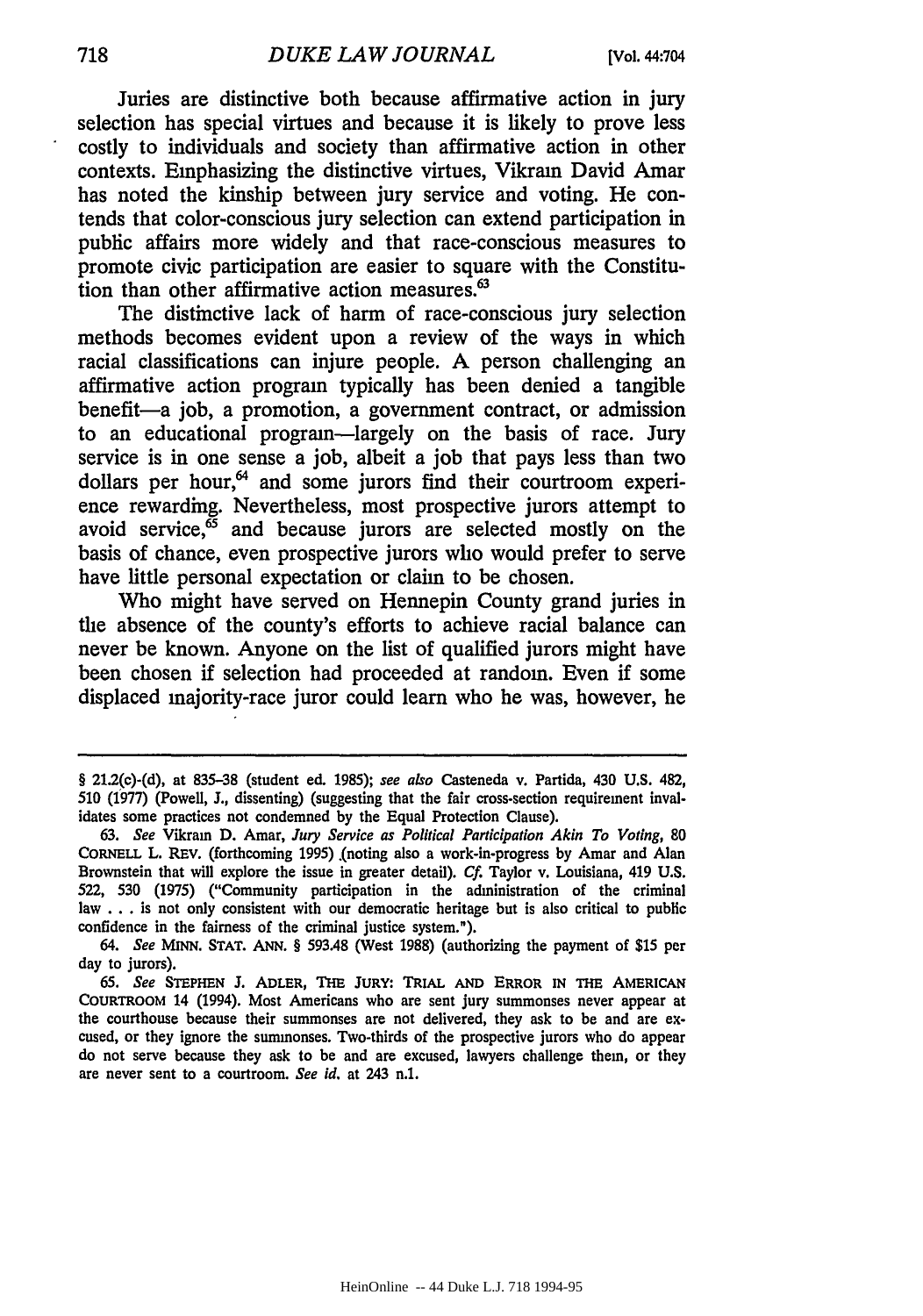Juries are distinctive both because affirmative action in jury selection has special virtues and because it is likely to prove less costly to individuals and society than affirmative action in other contexts. Emphasizing the distinctive virtues, Vikram David Amar has noted the kinship between jury service and voting. He contends that color-conscious jury selection can extend participation in public affairs more widely and that race-conscious measures to promote civic participation are easier to square with the Constitution than other affirmative action measures.[63]

The distinctive lack of harm of race-conscious jury selection methods becomes evident upon a review of the ways in which racial classifications can injure people. A person challenging an affirmative action program typically has been denied a tangible benefit—a job, a promotion, a government contract, or admission to an educational program—largely on the basis of race. Jury service is in one sense a job, albeit a job that pays less than two dollars per hour,[64] and some jurors find their courtroom experience rewarding. Nevertheless, most prospective jurors attempt to avoid service,[65] and because jurors are selected mostly on the basis of chance, even prospective jurors who would prefer to serve have little personal expectation or claim to be chosen.

Who might have served on Hennepin County grand juries in the absence of the county's efforts to achieve racial balance can never be known. Anyone on the list of qualified jurors might have been chosen if selection had proceeded at random. Even if some displaced majority-race juror could learn who he was, however, he

---

§ 21.2(c)-(d), at 835-38 (student ed. 1985); *see also* Casteneda v. Partida, 430 U.S. 482, 510 (1977) (Powell, J., dissenting) (suggesting that the fair cross-section requirement invalidates some practices not condemned by the Equal Protection Clause).

63. *See* Vikram D. Amar, *Jury Service as Political Participation Akin To Voting*, 80 CORNELL L. REV. (forthcoming 1995) (noting also a work-in-progress by Amar and Alan Brownstein that will explore the issue in greater detail). *Cf.* Taylor v. Louisiana, 419 U.S. 522, 530 (1975) ("Community participation in the administration of the criminal law . . . is not only consistent with our democratic heritage but is also critical to public confidence in the fairness of the criminal justice system.").

64. *See* MINN. STAT. ANN. § 593.48 (West 1988) (authorizing the payment of $15 per day to jurors).

65. *See* STEPHEN J. ADLER, THE JURY: TRIAL AND ERROR IN THE AMERICAN COURTROOM 14 (1994). Most Americans who are sent jury summonses never appear at the courthouse because their summonses are not delivered, they ask to be and are excused, or they ignore the summonses. Two-thirds of the prospective jurors who do appear do not serve because they ask to be and are excused, lawyers challenge them, or they are never sent to a courtroom. *See id.* at 243 n.1.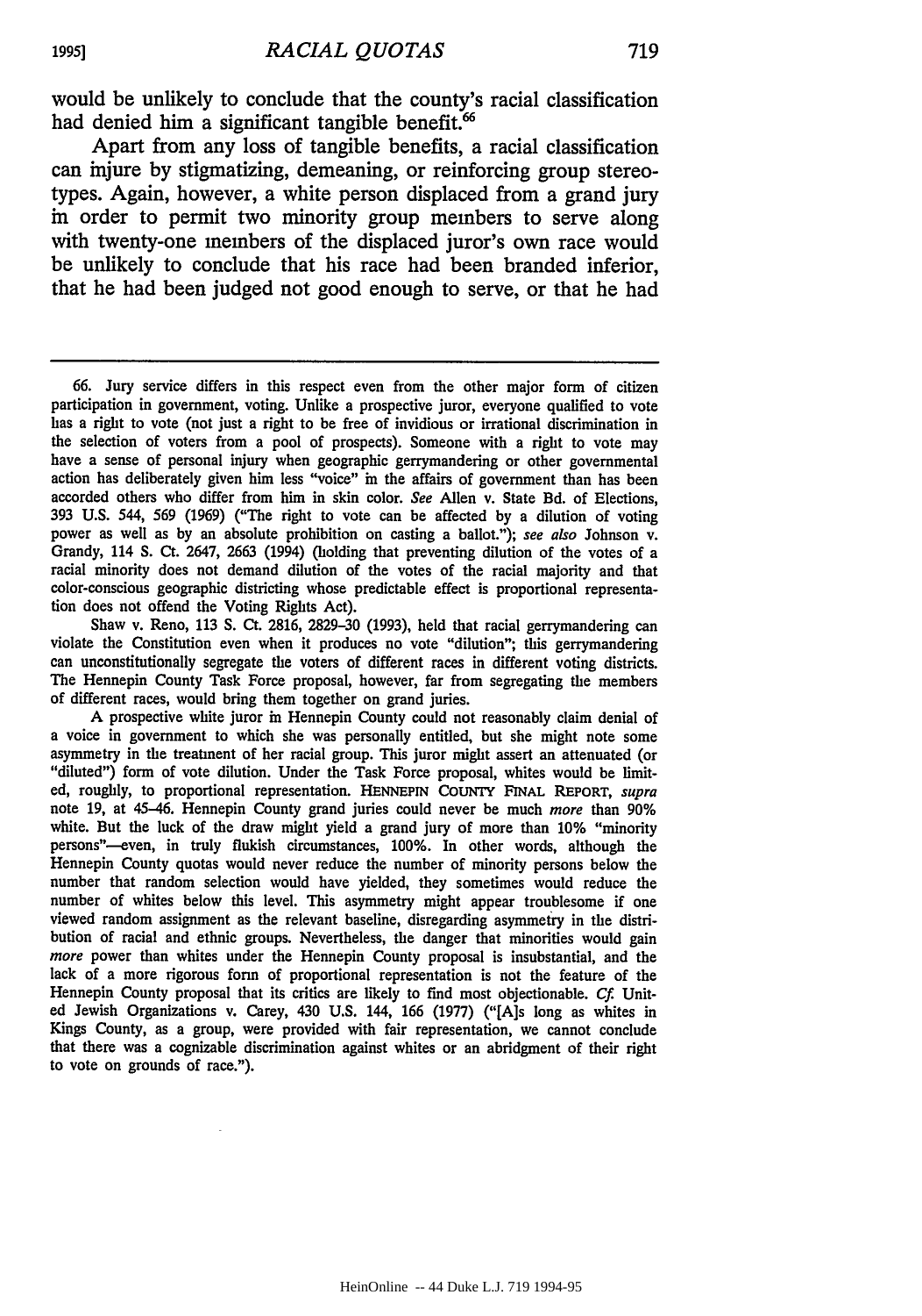would be unlikely to conclude that the county's racial classification had denied him a significant tangible benefit.[66]

Apart from any loss of tangible benefits, a racial classification can injure by stigmatizing, demeaning, or reinforcing group stereotypes. Again, however, a white person displaced from a grand jury in order to permit two minority group members to serve along with twenty-one members of the displaced juror's own race would be unlikely to conclude that his race had been branded inferior, that he had been judged not good enough to serve, or that he had

---

66. Jury service differs in this respect even from the other major form of citizen participation in government, voting. Unlike a prospective juror, everyone qualified to vote has a right to vote (not just a right to be free of invidious or irrational discrimination in the selection of voters from a pool of prospects). Someone with a right to vote may have a sense of personal injury when geographic gerrymandering or other governmental action has deliberately given him less "voice" in the affairs of government than has been accorded others who differ from him in skin color. *See* Allen v. State Bd. of Elections, 393 U.S. 544, 569 (1969) ("The right to vote can be affected by a dilution of voting power as well as by an absolute prohibition on casting a ballot."); *see also* Johnson v. Grandy, 114 S. Ct. 2647, 2663 (1994) (holding that preventing dilution of the votes of a racial minority does not demand dilution of the votes of the racial majority and that color-conscious geographic districting whose predictable effect is proportional representation does not offend the Voting Rights Act).

Shaw v. Reno, 113 S. Ct. 2816, 2829–30 (1993), held that racial gerrymandering can violate the Constitution even when it produces no vote "dilution"; this gerrymandering can unconstitutionally segregate the voters of different races in different voting districts. The Hennepin County Task Force proposal, however, far from segregating the members of different races, would bring them together on grand juries.

A prospective white juror in Hennepin County could not reasonably claim denial of a voice in government to which she was personally entitled, but she might note some asymmetry in the treatment of her racial group. This juror might assert an attenuated (or "diluted") form of vote dilution. Under the Task Force proposal, whites would be limited, roughly, to proportional representation. HENNEPIN COUNTY FINAL REPORT, *supra* note 19, at 45–46. Hennepin County grand juries could never be much *more* than 90% white. But the luck of the draw might yield a grand jury of more than 10% "minority persons"—even, in truly flukish circumstances, 100%. In other words, although the Hennepin County quotas would never reduce the number of minority persons below the number that random selection would have yielded, they sometimes would reduce the number of whites below this level. This asymmetry might appear troublesome if one viewed random assignment as the relevant baseline, disregarding asymmetry in the distribution of racial and ethnic groups. Nevertheless, the danger that minorities would gain *more* power than whites under the Hennepin County proposal is insubstantial, and the lack of a more rigorous form of proportional representation is not the feature of the Hennepin County proposal that its critics are likely to find most objectionable. *Cf.* United Jewish Organizations v. Carey, 430 U.S. 144, 166 (1977) ("[A]s long as whites in Kings County, as a group, were provided with fair representation, we cannot conclude that there was a cognizable discrimination against whites or an abridgment of their right to vote on grounds of race.").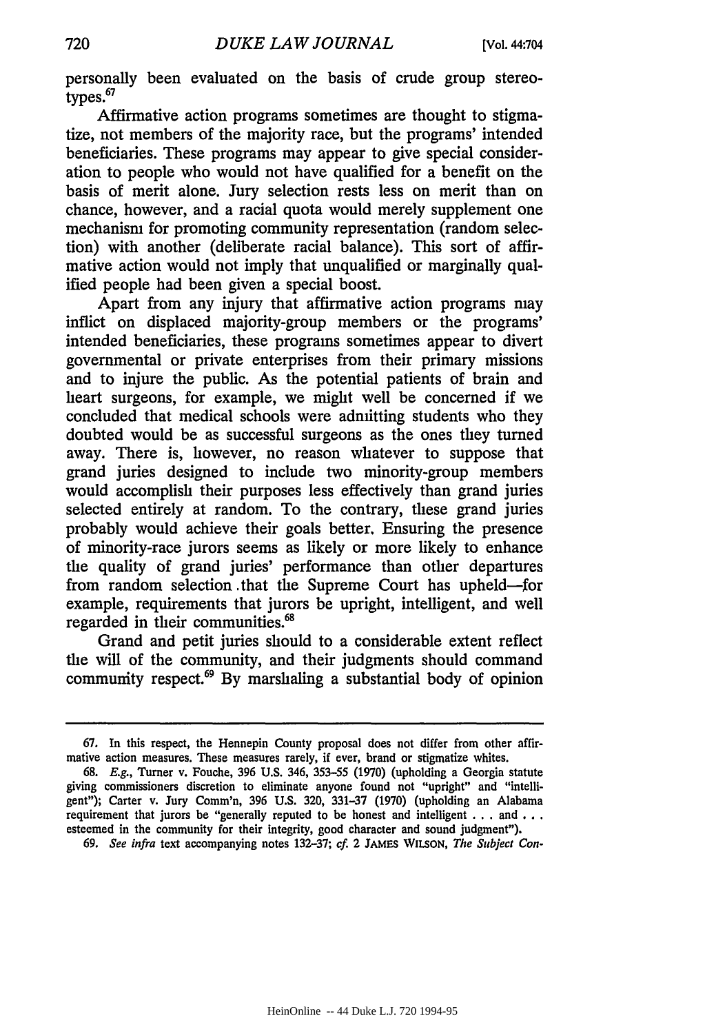personally been evaluated on the basis of crude group stereotypes.[67]

Affirmative action programs sometimes are thought to stigmatize, not members of the majority race, but the programs' intended beneficiaries. These programs may appear to give special consideration to people who would not have qualified for a benefit on the basis of merit alone. Jury selection rests less on merit than on chance, however, and a racial quota would merely supplement one mechanism for promoting community representation (random selection) with another (deliberate racial balance). This sort of affirmative action would not imply that unqualified or marginally qualified people had been given a special boost.

Apart from any injury that affirmative action programs may inflict on displaced majority-group members or the programs' intended beneficiaries, these programs sometimes appear to divert governmental or private enterprises from their primary missions and to injure the public. As the potential patients of brain and heart surgeons, for example, we might well be concerned if we concluded that medical schools were admitting students who they doubted would be as successful surgeons as the ones they turned away. There is, however, no reason whatever to suppose that grand juries designed to include two minority-group members would accomplish their purposes less effectively than grand juries selected entirely at random. To the contrary, these grand juries probably would achieve their goals better. Ensuring the presence of minority-race jurors seems as likely or more likely to enhance the quality of grand juries' performance than other departures from random selection that the Supreme Court has upheld—for example, requirements that jurors be upright, intelligent, and well regarded in their communities.[68]

Grand and petit juries should to a considerable extent reflect the will of the community, and their judgments should command community respect.[69] By marshaling a substantial body of opinion

---

67. In this respect, the Hennepin County proposal does not differ from other affirmative action measures. These measures rarely, if ever, brand or stigmatize whites.

68. *E.g.*, Turner v. Fouche, 396 U.S. 346, 353–55 (1970) (upholding a Georgia statute giving commissioners discretion to eliminate anyone found not "upright" and "intelligent"); Carter v. Jury Comm'n, 396 U.S. 320, 331–37 (1970) (upholding an Alabama requirement that jurors be "generally reputed to be honest and intelligent . . . and . . . esteemed in the community for their integrity, good character and sound judgment").

69. *See infra* text accompanying notes 132–37; *cf.* 2 JAMES WILSON, *The Subject Con-*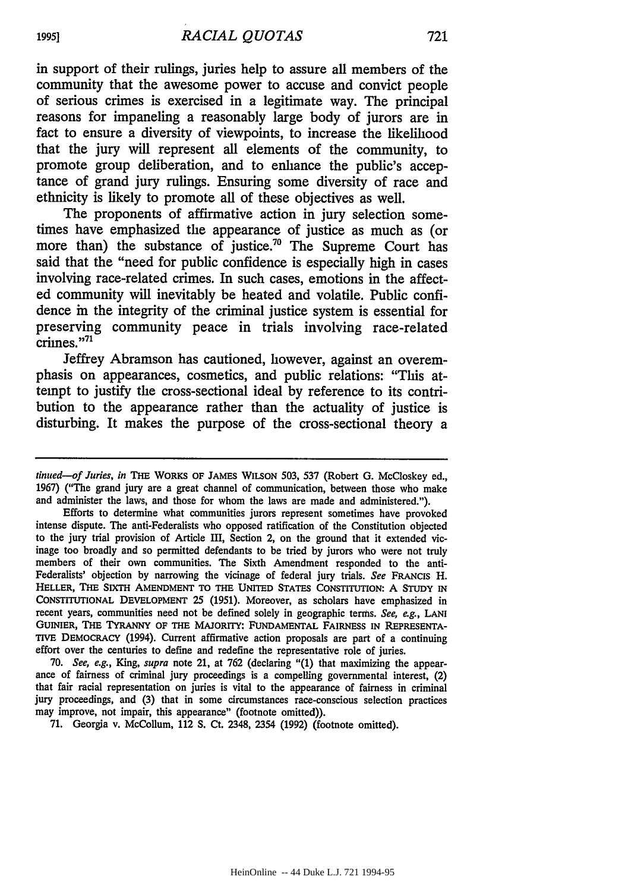in support of their rulings, juries help to assure all members of the community that the awesome power to accuse and convict people of serious crimes is exercised in a legitimate way. The principal reasons for impaneling a reasonably large body of jurors are in fact to ensure a diversity of viewpoints, to increase the likelihood that the jury will represent all elements of the community, to promote group deliberation, and to enhance the public's acceptance of grand jury rulings. Ensuring some diversity of race and ethnicity is likely to promote all of these objectives as well.

The proponents of affirmative action in jury selection sometimes have emphasized the appearance of justice as much as (or more than) the substance of justice.[70] The Supreme Court has said that the "need for public confidence is especially high in cases involving race-related crimes. In such cases, emotions in the affected community will inevitably be heated and volatile. Public confidence in the integrity of the criminal justice system is essential for preserving community peace in trials involving race-related crimes."[71]

Jeffrey Abramson has cautioned, however, against an overemphasis on appearances, cosmetics, and public relations: "This attempt to justify the cross-sectional ideal by reference to its contribution to the appearance rather than the actuality of justice is disturbing. It makes the purpose of the cross-sectional theory a

---

*tinued—of Juries*, *in* THE WORKS OF JAMES WILSON 503, 537 (Robert G. McCloskey ed., 1967) ("The grand jury are a great channel of communication, between those who make and administer the laws, and those for whom the laws are made and administered.").

Efforts to determine what communities jurors represent sometimes have provoked intense dispute. The anti-Federalists who opposed ratification of the Constitution objected to the jury trial provision of Article III, Section 2, on the ground that it extended vicinage too broadly and so permitted defendants to be tried by jurors who were not truly members of their own communities. The Sixth Amendment responded to the anti-Federalists' objection by narrowing the vicinage of federal jury trials. *See* FRANCIS H. HELLER, THE SIXTH AMENDMENT TO THE UNITED STATES CONSTITUTION: A STUDY IN CONSTITUTIONAL DEVELOPMENT 25 (1951). Moreover, as scholars have emphasized in recent years, communities need not be defined solely in geographic terms. *See, e.g.*, LANI GUINIER, THE TYRANNY OF THE MAJORITY: FUNDAMENTAL FAIRNESS IN REPRESENTATIVE DEMOCRACY (1994). Current affirmative action proposals are part of a continuing effort over the centuries to define and redefine the representative role of juries.

70. *See, e.g.*, King, *supra* note 21, at 762 (declaring "(1) that maximizing the appearance of fairness of criminal jury proceedings is a compelling governmental interest, (2) that fair racial representation on juries is vital to the appearance of fairness in criminal jury proceedings, and (3) that in some circumstances race-conscious selection practices may improve, not impair, this appearance" (footnote omitted)).

71. Georgia v. McCollum, 112 S. Ct. 2348, 2354 (1992) (footnote omitted).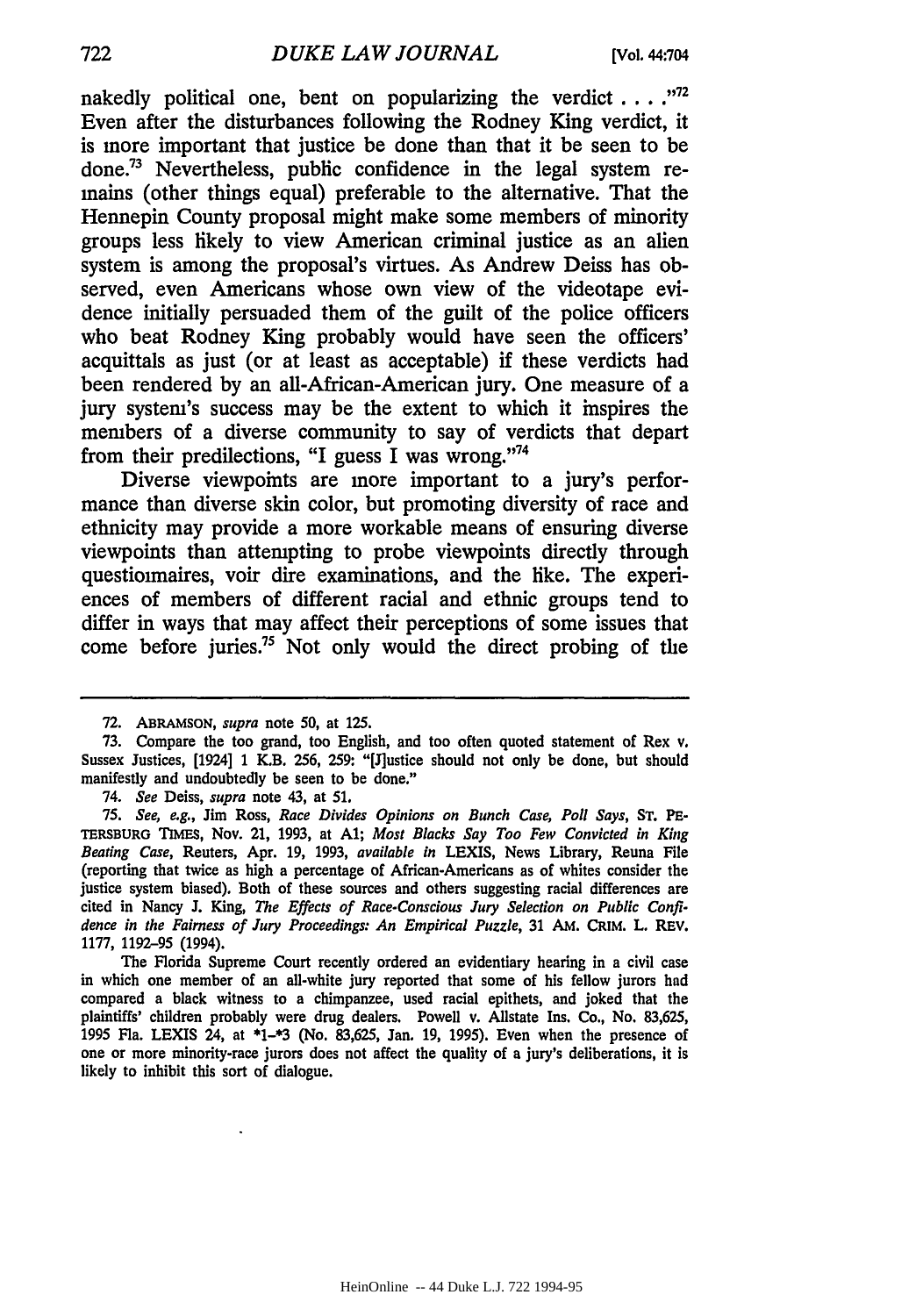nakedly political one, bent on popularizing the verdict . . . ."[72] Even after the disturbances following the Rodney King verdict, it is more important that justice be done than that it be seen to be done.[73] Nevertheless, public confidence in the legal system remains (other things equal) preferable to the alternative. That the Hennepin County proposal might make some members of minority groups less likely to view American criminal justice as an alien system is among the proposal's virtues. As Andrew Deiss has observed, even Americans whose own view of the videotape evidence initially persuaded them of the guilt of the police officers who beat Rodney King probably would have seen the officers' acquittals as just (or at least as acceptable) if these verdicts had been rendered by an all-African-American jury. One measure of a jury system's success may be the extent to which it inspires the members of a diverse community to say of verdicts that depart from their predilections, "I guess I was wrong."[74]

Diverse viewpoints are more important to a jury's performance than diverse skin color, but promoting diversity of race and ethnicity may provide a more workable means of ensuring diverse viewpoints than attempting to probe viewpoints directly through questionnaires, voir dire examinations, and the like. The experiences of members of different racial and ethnic groups tend to differ in ways that may affect their perceptions of some issues that come before juries.[75] Not only would the direct probing of the

---

72. ABRAMSON, *supra* note 50, at 125.

73. Compare the too grand, too English, and too often quoted statement of Rex v. Sussex Justices, [1924] 1 K.B. 256, 259: "[J]ustice should not only be done, but should manifestly and undoubtedly be seen to be done."

74. *See* Deiss, *supra* note 43, at 51.

75. *See, e.g.*, Jim Ross, *Race Divides Opinions on Bunch Case, Poll Says*, ST. PETERSBURG TIMES, Nov. 21, 1993, at A1; *Most Blacks Say Too Few Convicted in King Beating Case*, Reuters, Apr. 19, 1993, *available in* LEXIS, News Library, Reuna File (reporting that twice as high a percentage of African-Americans as of whites consider the justice system biased). Both of these sources and others suggesting racial differences are cited in Nancy J. King, *The Effects of Race-Conscious Jury Selection on Public Confidence in the Fairness of Jury Proceedings: An Empirical Puzzle*, 31 AM. CRIM. L. REV. 1177, 1192-95 (1994).

The Florida Supreme Court recently ordered an evidentiary hearing in a civil case in which one member of an all-white jury reported that some of his fellow jurors had compared a black witness to a chimpanzee, used racial epithets, and joked that the plaintiffs' children probably were drug dealers. Powell v. Allstate Ins. Co., No. 83,625, 1995 Fla. LEXIS 24, at *1-*3 (No. 83,625, Jan. 19, 1995). Even when the presence of one or more minority-race jurors does not affect the quality of a jury's deliberations, it is likely to inhibit this sort of dialogue.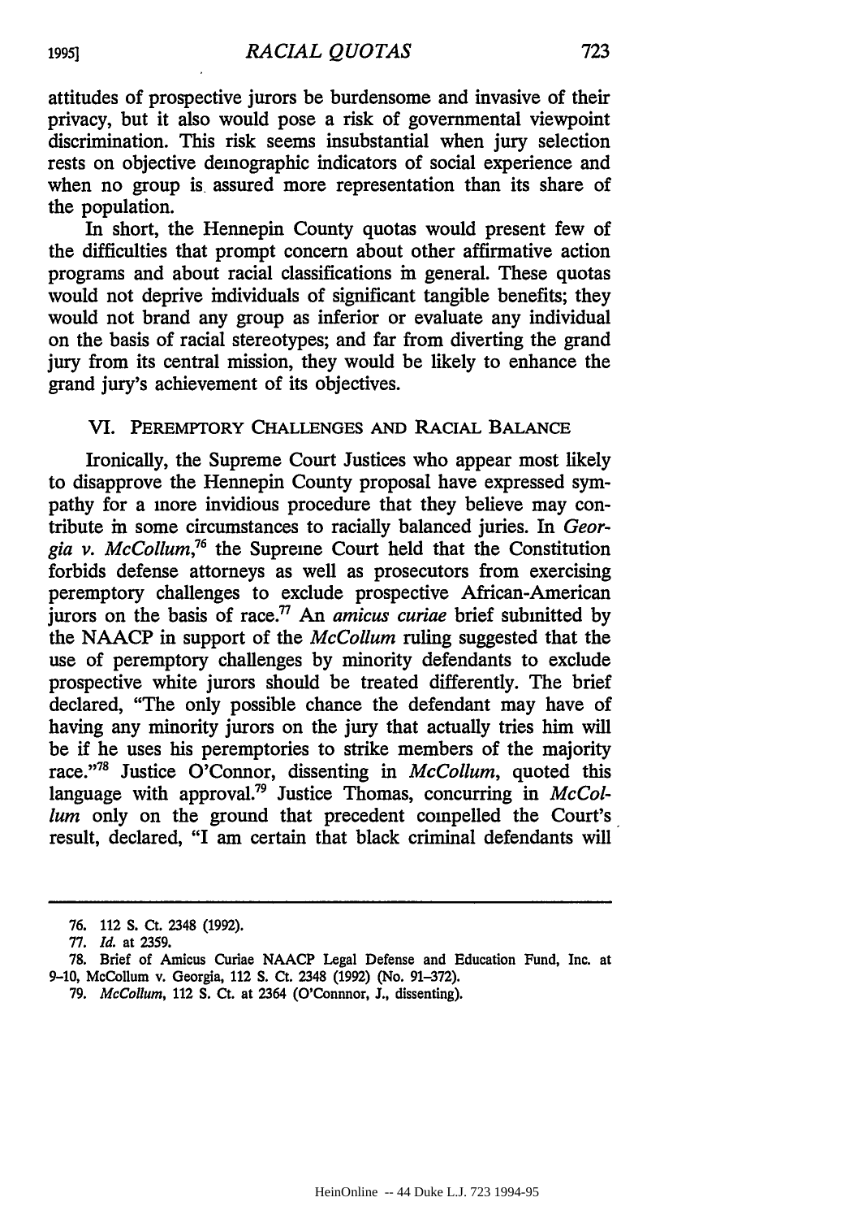attitudes of prospective jurors be burdensome and invasive of their privacy, but it also would pose a risk of governmental viewpoint discrimination. This risk seems insubstantial when jury selection rests on objective demographic indicators of social experience and when no group is assured more representation than its share of the population.

In short, the Hennepin County quotas would present few of the difficulties that prompt concern about other affirmative action programs and about racial classifications in general. These quotas would not deprive individuals of significant tangible benefits; they would not brand any group as inferior or evaluate any individual on the basis of racial stereotypes; and far from diverting the grand jury from its central mission, they would be likely to enhance the grand jury's achievement of its objectives.

## VI. PEREMPTORY CHALLENGES AND RACIAL BALANCE

Ironically, the Supreme Court Justices who appear most likely to disapprove the Hennepin County proposal have expressed sympathy for a more invidious procedure that they believe may contribute in some circumstances to racially balanced juries. In *Georgia v. McCollum*,[76] the Supreme Court held that the Constitution forbids defense attorneys as well as prosecutors from exercising peremptory challenges to exclude prospective African-American jurors on the basis of race.[77] An *amicus curiae* brief submitted by the NAACP in support of the *McCollum* ruling suggested that the use of peremptory challenges by minority defendants to exclude prospective white jurors should be treated differently. The brief declared, "The only possible chance the defendant may have of having any minority jurors on the jury that actually tries him will be if he uses his peremptories to strike members of the majority race."[78] Justice O'Connor, dissenting in *McCollum*, quoted this language with approval.[79] Justice Thomas, concurring in *McCollum* only on the ground that precedent compelled the Court's result, declared, "I am certain that black criminal defendants will

---

76. 112 S. Ct. 2348 (1992).

77. *Id.* at 2359.

78. Brief of Amicus Curiae NAACP Legal Defense and Education Fund, Inc. at 9-10, McCollum v. Georgia, 112 S. Ct. 2348 (1992) (No. 91-372).

79. *McCollum*, 112 S. Ct. at 2364 (O'Connnor, J., dissenting).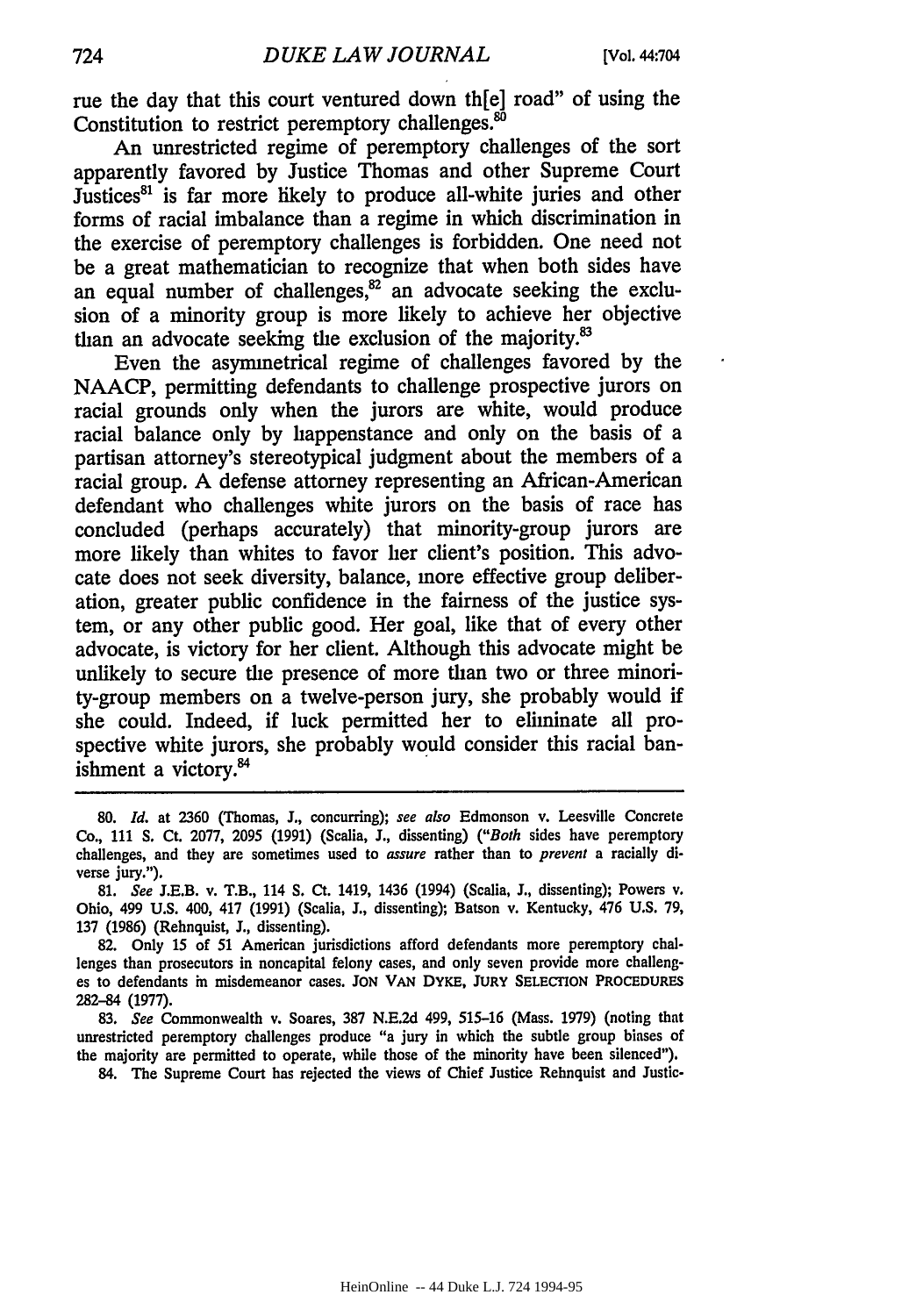rue the day that this court ventured down th[e] road" of using the Constitution to restrict peremptory challenges.[80]

An unrestricted regime of peremptory challenges of the sort apparently favored by Justice Thomas and other Supreme Court Justices[81] is far more likely to produce all-white juries and other forms of racial imbalance than a regime in which discrimination in the exercise of peremptory challenges is forbidden. One need not be a great mathematician to recognize that when both sides have an equal number of challenges,[82] an advocate seeking the exclusion of a minority group is more likely to achieve her objective than an advocate seeking the exclusion of the majority.[83]

Even the asymmetrical regime of challenges favored by the NAACP, permitting defendants to challenge prospective jurors on racial grounds only when the jurors are white, would produce racial balance only by happenstance and only on the basis of a partisan attorney's stereotypical judgment about the members of a racial group. A defense attorney representing an African-American defendant who challenges white jurors on the basis of race has concluded (perhaps accurately) that minority-group jurors are more likely than whites to favor her client's position. This advocate does not seek diversity, balance, more effective group deliberation, greater public confidence in the fairness of the justice system, or any other public good. Her goal, like that of every other advocate, is victory for her client. Although this advocate might be unlikely to secure the presence of more than two or three minority-group members on a twelve-person jury, she probably would if she could. Indeed, if luck permitted her to eliminate all prospective white jurors, she probably would consider this racial banishment a victory.[84]

---

80. *Id.* at 2360 (Thomas, J., concurring); *see also* Edmonson v. Leesville Concrete Co., 111 S. Ct. 2077, 2095 (1991) (Scalia, J., dissenting) ("*Both* sides have peremptory challenges, and they are sometimes used to *assure* rather than to *prevent* a racially diverse jury.").

81. *See* J.E.B. v. T.B., 114 S. Ct. 1419, 1436 (1994) (Scalia, J., dissenting); Powers v. Ohio, 499 U.S. 400, 417 (1991) (Scalia, J., dissenting); Batson v. Kentucky, 476 U.S. 79, 137 (1986) (Rehnquist, J., dissenting).

82. Only 15 of 51 American jurisdictions afford defendants more peremptory challenges than prosecutors in noncapital felony cases, and only seven provide more challenges to defendants in misdemeanor cases. JON VAN DYKE, JURY SELECTION PROCEDURES 282-84 (1977).

83. *See* Commonwealth v. Soares, 387 N.E.2d 499, 515-16 (Mass. 1979) (noting that unrestricted peremptory challenges produce "a jury in which the subtle group biases of the majority are permitted to operate, while those of the minority have been silenced").

84. The Supreme Court has rejected the views of Chief Justice Rehnquist and Justic-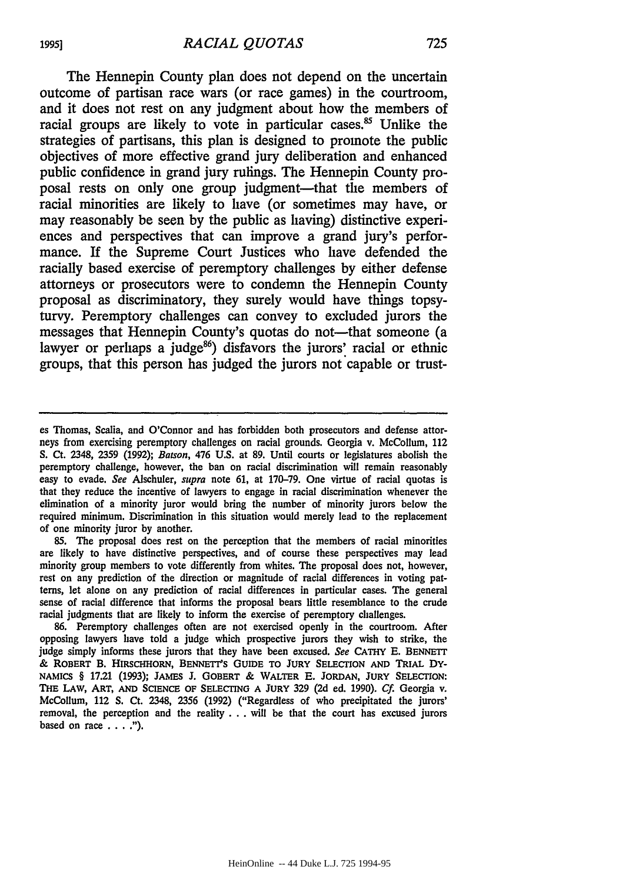The Hennepin County plan does not depend on the uncertain outcome of partisan race wars (or race games) in the courtroom, and it does not rest on any judgment about how the members of racial groups are likely to vote in particular cases.[85] Unlike the strategies of partisans, this plan is designed to promote the public objectives of more effective grand jury deliberation and enhanced public confidence in grand jury rulings. The Hennepin County proposal rests on only one group judgment—that the members of racial minorities are likely to have (or sometimes may have, or may reasonably be seen by the public as having) distinctive experiences and perspectives that can improve a grand jury's performance. If the Supreme Court Justices who have defended the racially based exercise of peremptory challenges by either defense attorneys or prosecutors were to condemn the Hennepin County proposal as discriminatory, they surely would have things topsy-turvy. Peremptory challenges can convey to excluded jurors the messages that Hennepin County's quotas do not—that someone (a lawyer or perhaps a judge[86]) disfavors the jurors' racial or ethnic groups, that this person has judged the jurors not capable or trust-

---

es Thomas, Scalia, and O'Connor and has forbidden both prosecutors and defense attorneys from exercising peremptory challenges on racial grounds. Georgia v. McCollum, 112 S. Ct. 2348, 2359 (1992); *Batson*, 476 U.S. at 89. Until courts or legislatures abolish the peremptory challenge, however, the ban on racial discrimination will remain reasonably easy to evade. *See* Alschuler, *supra* note 61, at 170–79. One virtue of racial quotas is that they reduce the incentive of lawyers to engage in racial discrimination whenever the elimination of a minority juror would bring the number of minority jurors below the required minimum. Discrimination in this situation would merely lead to the replacement of one minority juror by another.

85. The proposal does rest on the perception that the members of racial minorities are likely to have distinctive perspectives, and of course these perspectives may lead minority group members to vote differently from whites. The proposal does not, however, rest on any prediction of the direction or magnitude of racial differences in voting patterns, let alone on any prediction of racial differences in particular cases. The general sense of racial difference that informs the proposal bears little resemblance to the crude racial judgments that are likely to inform the exercise of peremptory challenges.

86. Peremptory challenges often are not exercised openly in the courtroom. After opposing lawyers have told a judge which prospective jurors they wish to strike, the judge simply informs these jurors that they have been excused. *See* CATHY E. BENNETT & ROBERT B. HIRSCHHORN, BENNETT'S GUIDE TO JURY SELECTION AND TRIAL DYNAMICS § 17.21 (1993); JAMES J. GOBERT & WALTER E. JORDAN, JURY SELECTION: THE LAW, ART, AND SCIENCE OF SELECTING A JURY 329 (2d ed. 1990). *Cf.* Georgia v. McCollum, 112 S. Ct. 2348, 2356 (1992) ("Regardless of who precipitated the jurors' removal, the perception and the reality . . . will be that the court has excused jurors based on race . . . .").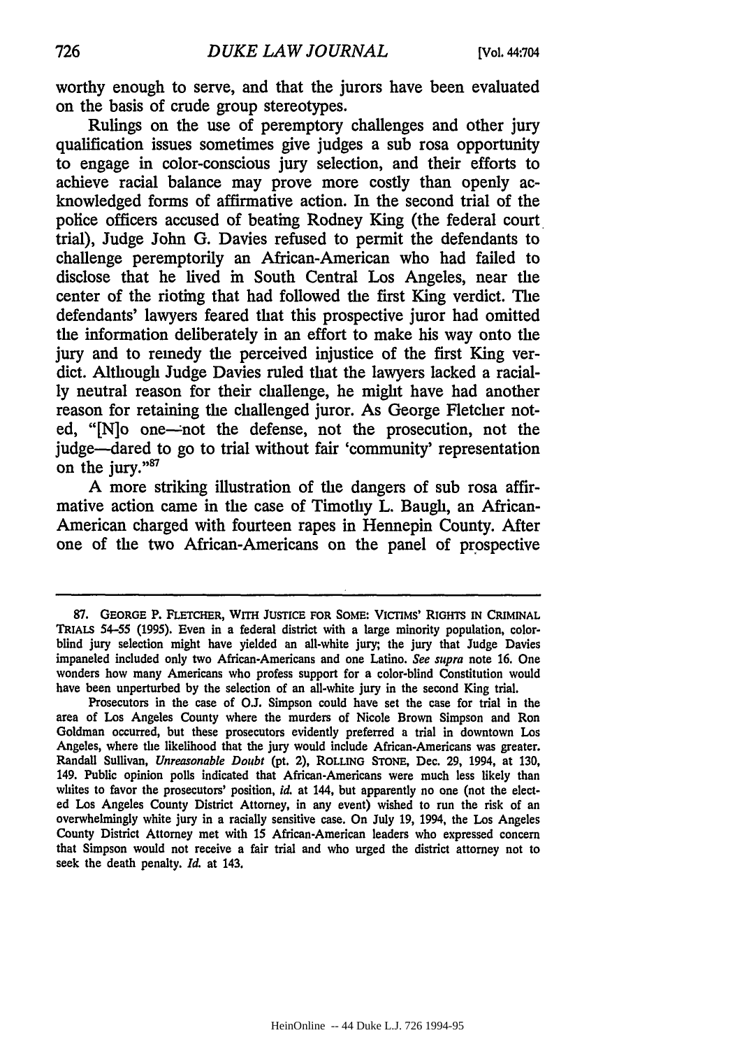worthy enough to serve, and that the jurors have been evaluated on the basis of crude group stereotypes.

Rulings on the use of peremptory challenges and other jury qualification issues sometimes give judges a sub rosa opportunity to engage in color-conscious jury selection, and their efforts to achieve racial balance may prove more costly than openly acknowledged forms of affirmative action. In the second trial of the police officers accused of beating Rodney King (the federal court trial), Judge John G. Davies refused to permit the defendants to challenge peremptorily an African-American who had failed to disclose that he lived in South Central Los Angeles, near the center of the rioting that had followed the first King verdict. The defendants' lawyers feared that this prospective juror had omitted the information deliberately in an effort to make his way onto the jury and to remedy the perceived injustice of the first King verdict. Although Judge Davies ruled that the lawyers lacked a racially neutral reason for their challenge, he might have had another reason for retaining the challenged juror. As George Fletcher noted, "[N]o one—not the defense, not the prosecution, not the judge—dared to go to trial without fair 'community' representation on the jury."[87]

A more striking illustration of the dangers of sub rosa affirmative action came in the case of Timothy L. Baugh, an African-American charged with fourteen rapes in Hennepin County. After one of the two African-Americans on the panel of prospective

---

87. GEORGE P. FLETCHER, WITH JUSTICE FOR SOME: VICTIMS' RIGHTS IN CRIMINAL TRIALS 54-55 (1995). Even in a federal district with a large minority population, color-blind jury selection might have yielded an all-white jury; the jury that Judge Davies impaneled included only two African-Americans and one Latino. *See supra* note 16. One wonders how many Americans who profess support for a color-blind Constitution would have been unperturbed by the selection of an all-white jury in the second King trial.

Prosecutors in the case of O.J. Simpson could have set the case for trial in the area of Los Angeles County where the murders of Nicole Brown Simpson and Ron Goldman occurred, but these prosecutors evidently preferred a trial in downtown Los Angeles, where the likelihood that the jury would include African-Americans was greater. Randall Sullivan, *Unreasonable Doubt* (pt. 2), ROLLING STONE, Dec. 29, 1994, at 130, 149. Public opinion polls indicated that African-Americans were much less likely than whites to favor the prosecutors' position, *id.* at 144, but apparently no one (not the elected Los Angeles County District Attorney, in any event) wished to run the risk of an overwhelmingly white jury in a racially sensitive case. On July 19, 1994, the Los Angeles County District Attorney met with 15 African-American leaders who expressed concern that Simpson would not receive a fair trial and who urged the district attorney not to seek the death penalty. *Id.* at 143.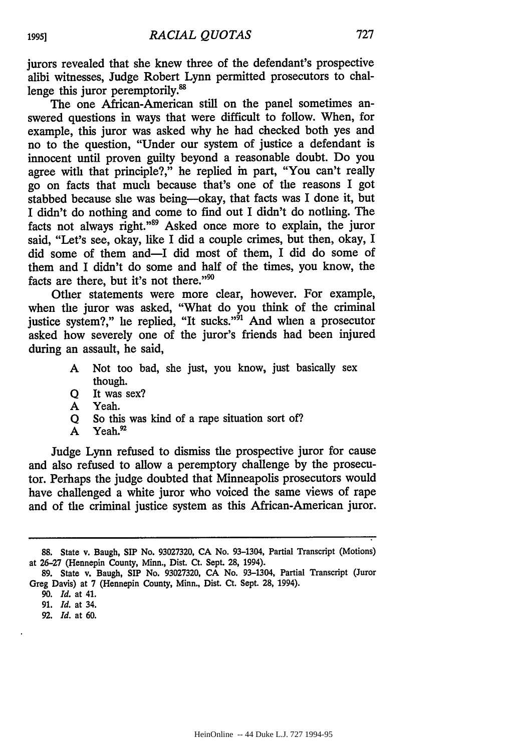jurors revealed that she knew three of the defendant's prospective alibi witnesses, Judge Robert Lynn permitted prosecutors to challenge this juror peremptorily.[88]

The one African-American still on the panel sometimes answered questions in ways that were difficult to follow. When, for example, this juror was asked why he had checked both yes and no to the question, "Under our system of justice a defendant is innocent until proven guilty beyond a reasonable doubt. Do you agree with that principle?," he replied in part, "You can't really go on facts that much because that's one of the reasons I got stabbed because she was being—okay, that facts was I done it, but I didn't do nothing and come to find out I didn't do nothing. The facts not always right."[89] Asked once more to explain, the juror said, "Let's see, okay, like I did a couple crimes, but then, okay, I did some of them and—I did most of them, I did do some of them and I didn't do some and half of the times, you know, the facts are there, but it's not there."[90]

Other statements were more clear, however. For example, when the juror was asked, "What do you think of the criminal justice system?," he replied, "It sucks."[91] And when a prosecutor asked how severely one of the juror's friends had been injured during an assault, he said,

> A Not too bad, she just, you know, just basically sex though.
> Q It was sex?
> A Yeah.
> Q So this was kind of a rape situation sort of?
> A Yeah.[92]

Judge Lynn refused to dismiss the prospective juror for cause and also refused to allow a peremptory challenge by the prosecutor. Perhaps the judge doubted that Minneapolis prosecutors would have challenged a white juror who voiced the same views of rape and of the criminal justice system as this African-American juror.

---

88. State v. Baugh, SIP No. 93027320, CA No. 93-1304, Partial Transcript (Motions) at 26-27 (Hennepin County, Minn., Dist. Ct. Sept. 28, 1994).

89. State v. Baugh, SIP No. 93027320, CA No. 93-1304, Partial Transcript (Juror Greg Davis) at 7 (Hennepin County, Minn., Dist. Ct. Sept. 28, 1994).

90. *Id.* at 41.

91. *Id.* at 34.

92. *Id.* at 60.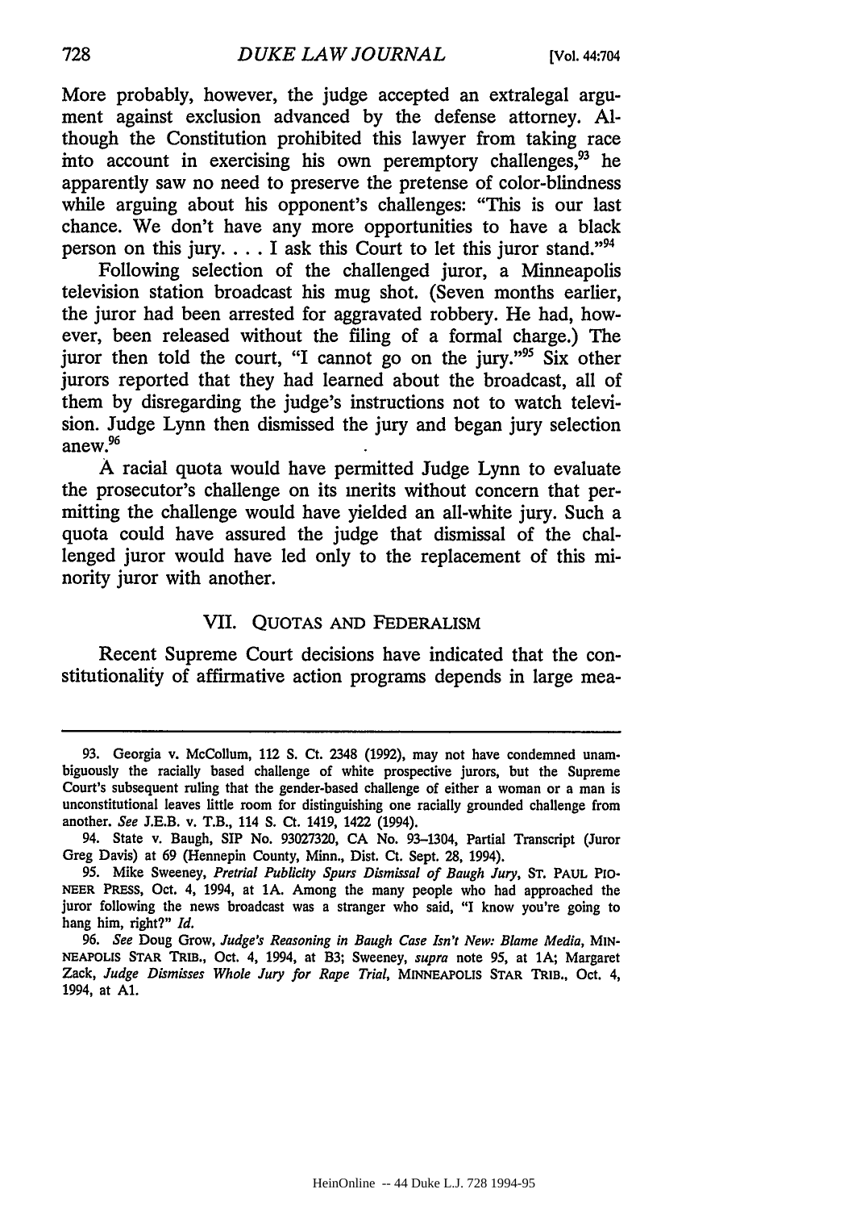More probably, however, the judge accepted an extralegal argument against exclusion advanced by the defense attorney. Although the Constitution prohibited this lawyer from taking race into account in exercising his own peremptory challenges,[93] he apparently saw no need to preserve the pretense of color-blindness while arguing about his opponent's challenges: "This is our last chance. We don't have any more opportunities to have a black person on this jury. . . . I ask this Court to let this juror stand."[94]

Following selection of the challenged juror, a Minneapolis television station broadcast his mug shot. (Seven months earlier, the juror had been arrested for aggravated robbery. He had, however, been released without the filing of a formal charge.) The juror then told the court, "I cannot go on the jury."[95] Six other jurors reported that they had learned about the broadcast, all of them by disregarding the judge's instructions not to watch television. Judge Lynn then dismissed the jury and began jury selection anew.[96]

A racial quota would have permitted Judge Lynn to evaluate the prosecutor's challenge on its merits without concern that permitting the challenge would have yielded an all-white jury. Such a quota could have assured the judge that dismissal of the challenged juror would have led only to the replacement of this minority juror with another.

## VII. Quotas and Federalism

Recent Supreme Court decisions have indicated that the constitutionality of affirmative action programs depends in large mea-

---

93. Georgia v. McCollum, 112 S. Ct. 2348 (1992), may not have condemned unambiguously the racially based challenge of white prospective jurors, but the Supreme Court's subsequent ruling that the gender-based challenge of either a woman or a man is unconstitutional leaves little room for distinguishing one racially grounded challenge from another. *See* J.E.B. v. T.B., 114 S. Ct. 1419, 1422 (1994).

94. State v. Baugh, SIP No. 93027320, CA No. 93-1304, Partial Transcript (Juror Greg Davis) at 69 (Hennepin County, Minn., Dist. Ct. Sept. 28, 1994).

95. Mike Sweeney, *Pretrial Publicity Spurs Dismissal of Baugh Jury*, ST. PAUL PIONEER PRESS, Oct. 4, 1994, at 1A. Among the many people who had approached the juror following the news broadcast was a stranger who said, "I know you're going to hang him, right?" *Id.*

96. *See* Doug Grow, *Judge's Reasoning in Baugh Case Isn't New: Blame Media*, MINNEAPOLIS STAR TRIB., Oct. 4, 1994, at B3; Sweeney, *supra* note 95, at 1A; Margaret Zack, *Judge Dismisses Whole Jury for Rape Trial*, MINNEAPOLIS STAR TRIB., Oct. 4, 1994, at A1.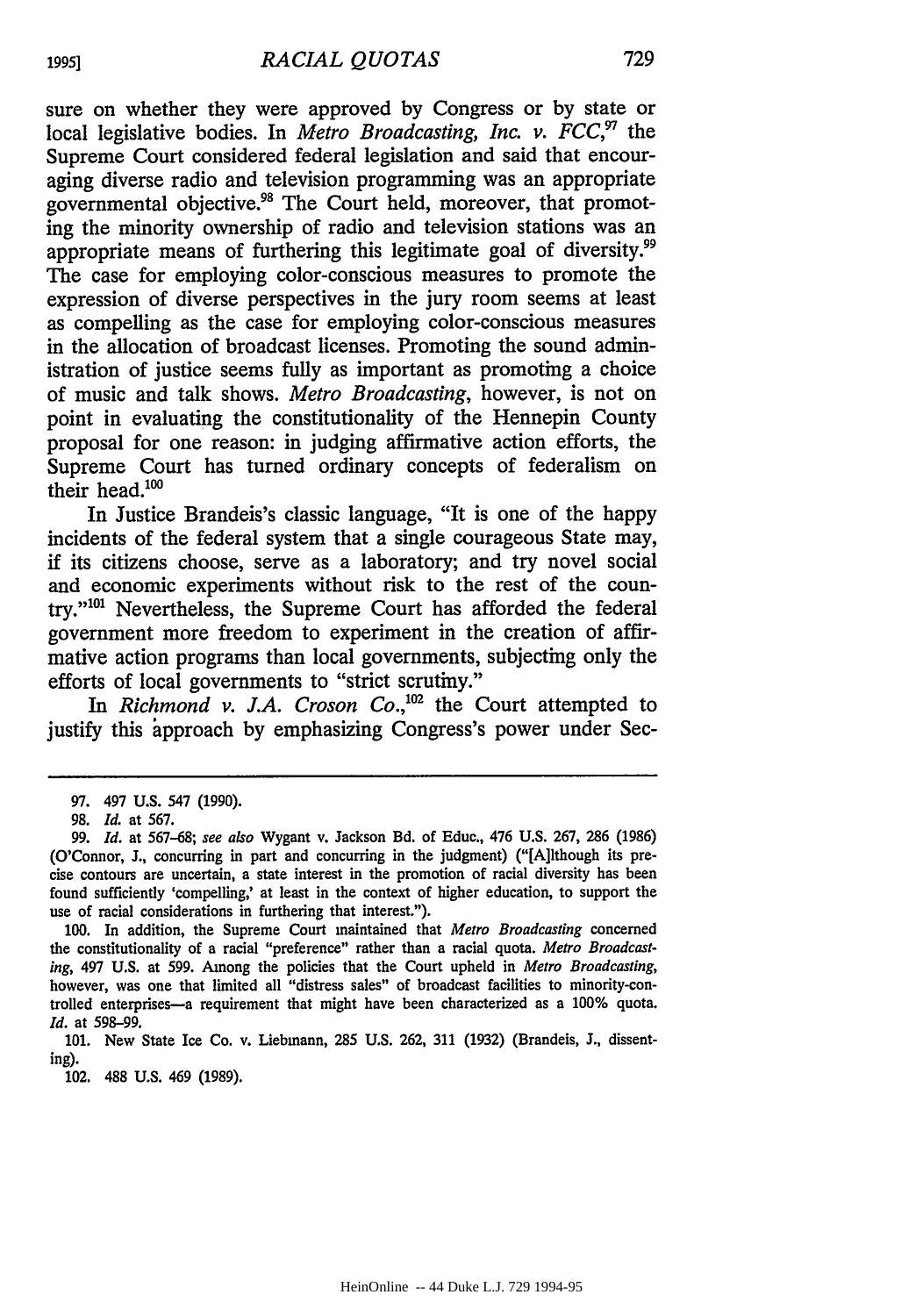sure on whether they were approved by Congress or by state or local legislative bodies. In *Metro Broadcasting, Inc. v. FCC*,[97] the Supreme Court considered federal legislation and said that encouraging diverse radio and television programming was an appropriate governmental objective.[98] The Court held, moreover, that promoting the minority ownership of radio and television stations was an appropriate means of furthering this legitimate goal of diversity.[99] The case for employing color-conscious measures to promote the expression of diverse perspectives in the jury room seems at least as compelling as the case for employing color-conscious measures in the allocation of broadcast licenses. Promoting the sound administration of justice seems fully as important as promoting a choice of music and talk shows. *Metro Broadcasting*, however, is not on point in evaluating the constitutionality of the Hennepin County proposal for one reason: in judging affirmative action efforts, the Supreme Court has turned ordinary concepts of federalism on their head.[100]

In Justice Brandeis's classic language, "It is one of the happy incidents of the federal system that a single courageous State may, if its citizens choose, serve as a laboratory; and try novel social and economic experiments without risk to the rest of the country."[101] Nevertheless, the Supreme Court has afforded the federal government more freedom to experiment in the creation of affirmative action programs than local governments, subjecting only the efforts of local governments to "strict scrutiny."

In *Richmond v. J.A. Croson Co.*,[102] the Court attempted to justify this approach by emphasizing Congress's power under Sec-

---

97. 497 U.S. 547 (1990).

98. *Id.* at 567.

99. *Id.* at 567–68; *see also* Wygant v. Jackson Bd. of Educ., 476 U.S. 267, 286 (1986) (O'Connor, J., concurring in part and concurring in the judgment) ("[A]lthough its precise contours are uncertain, a state interest in the promotion of racial diversity has been found sufficiently 'compelling,' at least in the context of higher education, to support the use of racial considerations in furthering that interest.").

100. In addition, the Supreme Court maintained that *Metro Broadcasting* concerned the constitutionality of a racial "preference" rather than a racial quota. *Metro Broadcasting*, 497 U.S. at 599. Among the policies that the Court upheld in *Metro Broadcasting*, however, was one that limited all "distress sales" of broadcast facilities to minority-controlled enterprises—a requirement that might have been characterized as a 100% quota. *Id.* at 598–99.

101. New State Ice Co. v. Liebmann, 285 U.S. 262, 311 (1932) (Brandeis, J., dissenting).

102. 488 U.S. 469 (1989).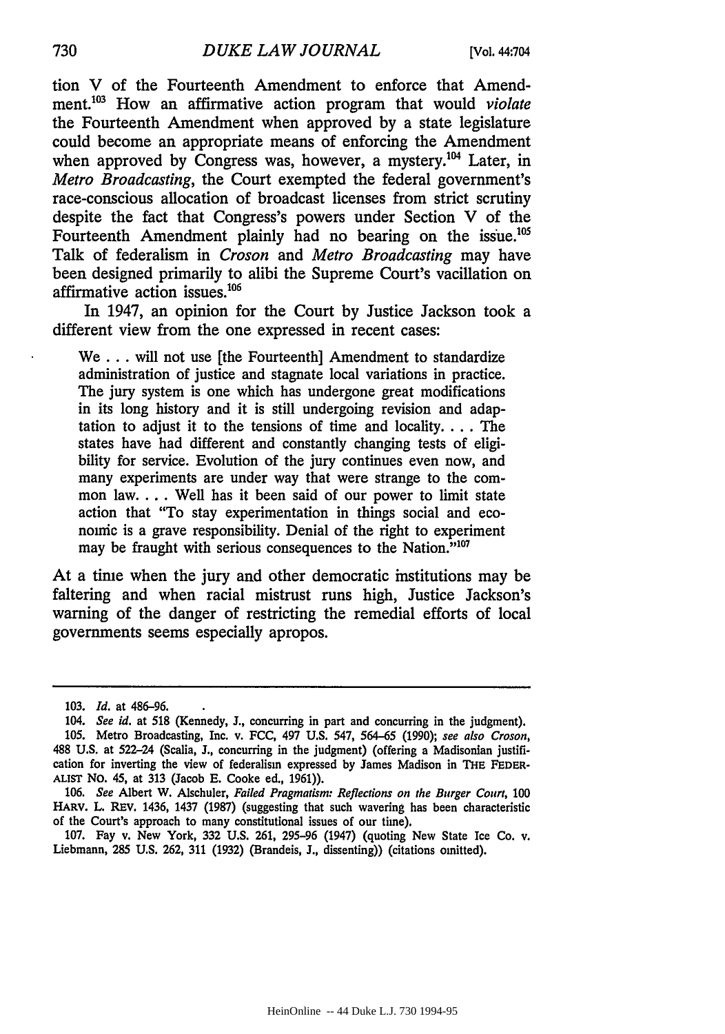tion V of the Fourteenth Amendment to enforce that Amendment.[103] How an affirmative action program that would *violate* the Fourteenth Amendment when approved by a state legislature could become an appropriate means of enforcing the Amendment when approved by Congress was, however, a mystery.[104] Later, in *Metro Broadcasting*, the Court exempted the federal government's race-conscious allocation of broadcast licenses from strict scrutiny despite the fact that Congress's powers under Section V of the Fourteenth Amendment plainly had no bearing on the issue.[105] Talk of federalism in *Croson* and *Metro Broadcasting* may have been designed primarily to alibi the Supreme Court's vacillation on affirmative action issues.[106]

In 1947, an opinion for the Court by Justice Jackson took a different view from the one expressed in recent cases:

> We . . . will not use [the Fourteenth] Amendment to standardize administration of justice and stagnate local variations in practice. The jury system is one which has undergone great modifications in its long history and it is still undergoing revision and adaptation to adjust it to the tensions of time and locality. . . . The states have had different and constantly changing tests of eligibility for service. Evolution of the jury continues even now, and many experiments are under way that were strange to the common law. . . . Well has it been said of our power to limit state action that "To stay experimentation in things social and economic is a grave responsibility. Denial of the right to experiment may be fraught with serious consequences to the Nation."[107]

At a time when the jury and other democratic institutions may be faltering and when racial mistrust runs high, Justice Jackson's warning of the danger of restricting the remedial efforts of local governments seems especially apropos.

---

103. *Id.* at 486-96.

104. *See id.* at 518 (Kennedy, J., concurring in part and concurring in the judgment).

105. Metro Broadcasting, Inc. v. FCC, 497 U.S. 547, 564-65 (1990); *see also Croson*, 488 U.S. at 522-24 (Scalia, J., concurring in the judgment) (offering a Madisonian justification for inverting the view of federalism expressed by James Madison in THE FEDERALIST NO. 45, at 313 (Jacob E. Cooke ed., 1961)).

106. *See* Albert W. Alschuler, *Failed Pragmatism: Reflections on the Burger Court*, 100 HARV. L. REV. 1436, 1437 (1987) (suggesting that such wavering has been characteristic of the Court's approach to many constitutional issues of our time).

107. Fay v. New York, 332 U.S. 261, 295-96 (1947) (quoting New State Ice Co. v. Liebmann, 285 U.S. 262, 311 (1932) (Brandeis, J., dissenting)) (citations omitted).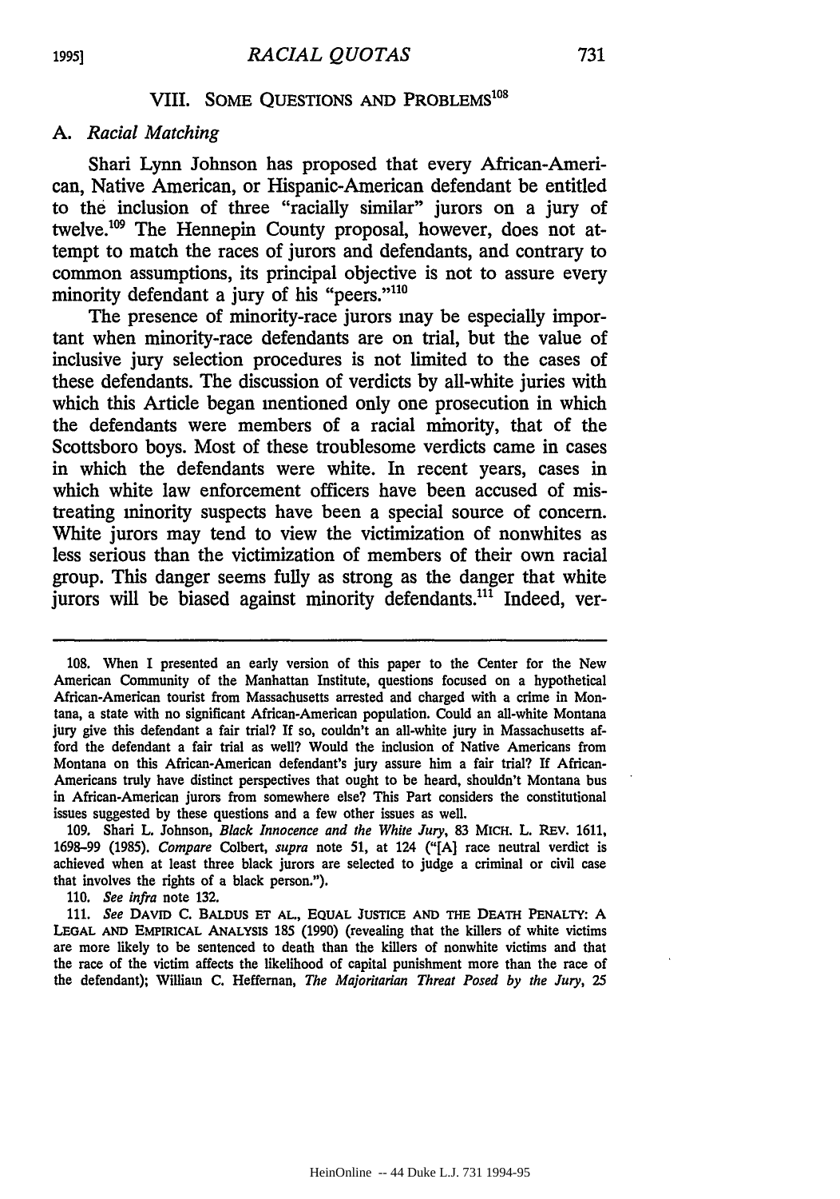## VIII. SOME QUESTIONS AND PROBLEMS[108]

### A. *Racial Matching*

Shari Lynn Johnson has proposed that every African-American, Native American, or Hispanic-American defendant be entitled to the inclusion of three "racially similar" jurors on a jury of twelve.[109] The Hennepin County proposal, however, does not attempt to match the races of jurors and defendants, and contrary to common assumptions, its principal objective is not to assure every minority defendant a jury of his "peers."[110]

The presence of minority-race jurors may be especially important when minority-race defendants are on trial, but the value of inclusive jury selection procedures is not limited to the cases of these defendants. The discussion of verdicts by all-white juries with which this Article began mentioned only one prosecution in which the defendants were members of a racial minority, that of the Scottsboro boys. Most of these troublesome verdicts came in cases in which the defendants were white. In recent years, cases in which white law enforcement officers have been accused of mistreating minority suspects have been a special source of concern. White jurors may tend to view the victimization of nonwhites as less serious than the victimization of members of their own racial group. This danger seems fully as strong as the danger that white jurors will be biased against minority defendants.[111] Indeed, ver-

---

108. When I presented an early version of this paper to the Center for the New American Community of the Manhattan Institute, questions focused on a hypothetical African-American tourist from Massachusetts arrested and charged with a crime in Montana, a state with no significant African-American population. Could an all-white Montana jury give this defendant a fair trial? If so, couldn't an all-white jury in Massachusetts afford the defendant a fair trial as well? Would the inclusion of Native Americans from Montana on this African-American defendant's jury assure him a fair trial? If African-Americans truly have distinct perspectives that ought to be heard, shouldn't Montana bus in African-American jurors from somewhere else? This Part considers the constitutional issues suggested by these questions and a few other issues as well.

109. Shari L. Johnson, *Black Innocence and the White Jury*, 83 MICH. L. REV. 1611, 1698-99 (1985). *Compare* Colbert, *supra* note 51, at 124 ("[A] race neutral verdict is achieved when at least three black jurors are selected to judge a criminal or civil case that involves the rights of a black person.").

110. *See infra* note 132.

111. *See* DAVID C. BALDUS ET AL., EQUAL JUSTICE AND THE DEATH PENALTY: A LEGAL AND EMPIRICAL ANALYSIS 185 (1990) (revealing that the killers of white victims are more likely to be sentenced to death than the killers of nonwhite victims and that the race of the victim affects the likelihood of capital punishment more than the race of the defendant); William C. Heffernan, *The Majoritarian Threat Posed by the Jury*, 25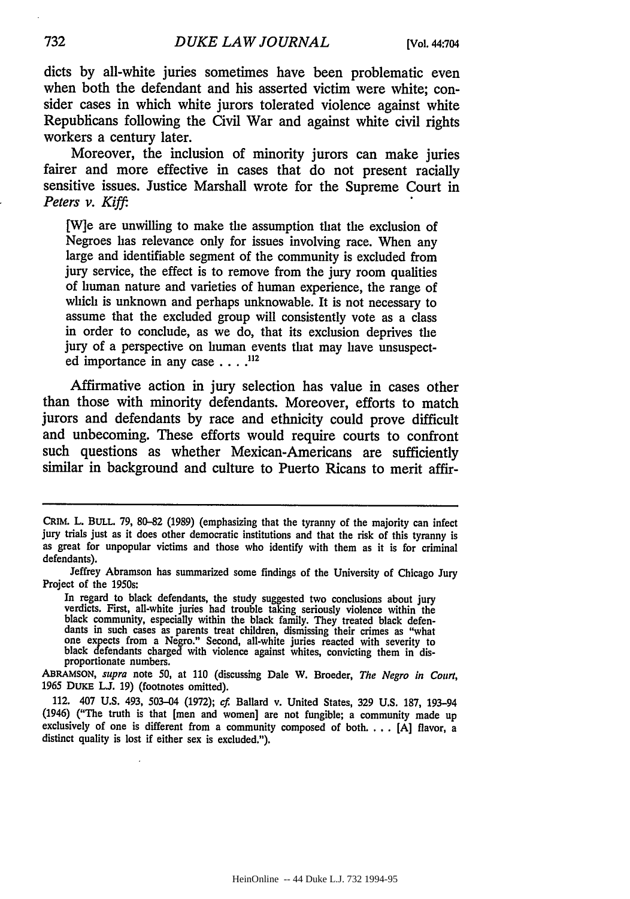dicts by all-white juries sometimes have been problematic even when both the defendant and his asserted victim were white; consider cases in which white jurors tolerated violence against white Republicans following the Civil War and against white civil rights workers a century later.

Moreover, the inclusion of minority jurors can make juries fairer and more effective in cases that do not present racially sensitive issues. Justice Marshall wrote for the Supreme Court in *Peters v. Kiff*:

> [W]e are unwilling to make the assumption that the exclusion of Negroes has relevance only for issues involving race. When any large and identifiable segment of the community is excluded from jury service, the effect is to remove from the jury room qualities of human nature and varieties of human experience, the range of which is unknown and perhaps unknowable. It is not necessary to assume that the excluded group will consistently vote as a class in order to conclude, as we do, that its exclusion deprives the jury of a perspective on human events that may have unsuspected importance in any case . . . .[112]

Affirmative action in jury selection has value in cases other than those with minority defendants. Moreover, efforts to match jurors and defendants by race and ethnicity could prove difficult and unbecoming. These efforts would require courts to confront such questions as whether Mexican-Americans are sufficiently similar in background and culture to Puerto Ricans to merit affir-

---

CRIM. L. BULL. 79, 80–82 (1989) (emphasizing that the tyranny of the majority can infect jury trials just as it does other democratic institutions and that the risk of this tyranny is as great for unpopular victims and those who identify with them as it is for criminal defendants).

Jeffrey Abramson has summarized some findings of the University of Chicago Jury Project of the 1950s:

> In regard to black defendants, the study suggested two conclusions about jury verdicts. First, all-white juries had trouble taking seriously violence within the black community, especially within the black family. They treated black defendants in such cases as parents treat children, dismissing their crimes as "what one expects from a Negro." Second, all-white juries reacted with severity to black defendants charged with violence against whites, convicting them in disproportionate numbers.

ABRAMSON, *supra* note 50, at 110 (discussing Dale W. Broeder, *The Negro in Court*, 1965 DUKE L.J. 19) (footnotes omitted).

112. 407 U.S. 493, 503–04 (1972); *cf.* Ballard v. United States, 329 U.S. 187, 193–94 (1946) ("The truth is that [men and women] are not fungible; a community made up exclusively of one is different from a community composed of both. . . . [A] flavor, a distinct quality is lost if either sex is excluded.").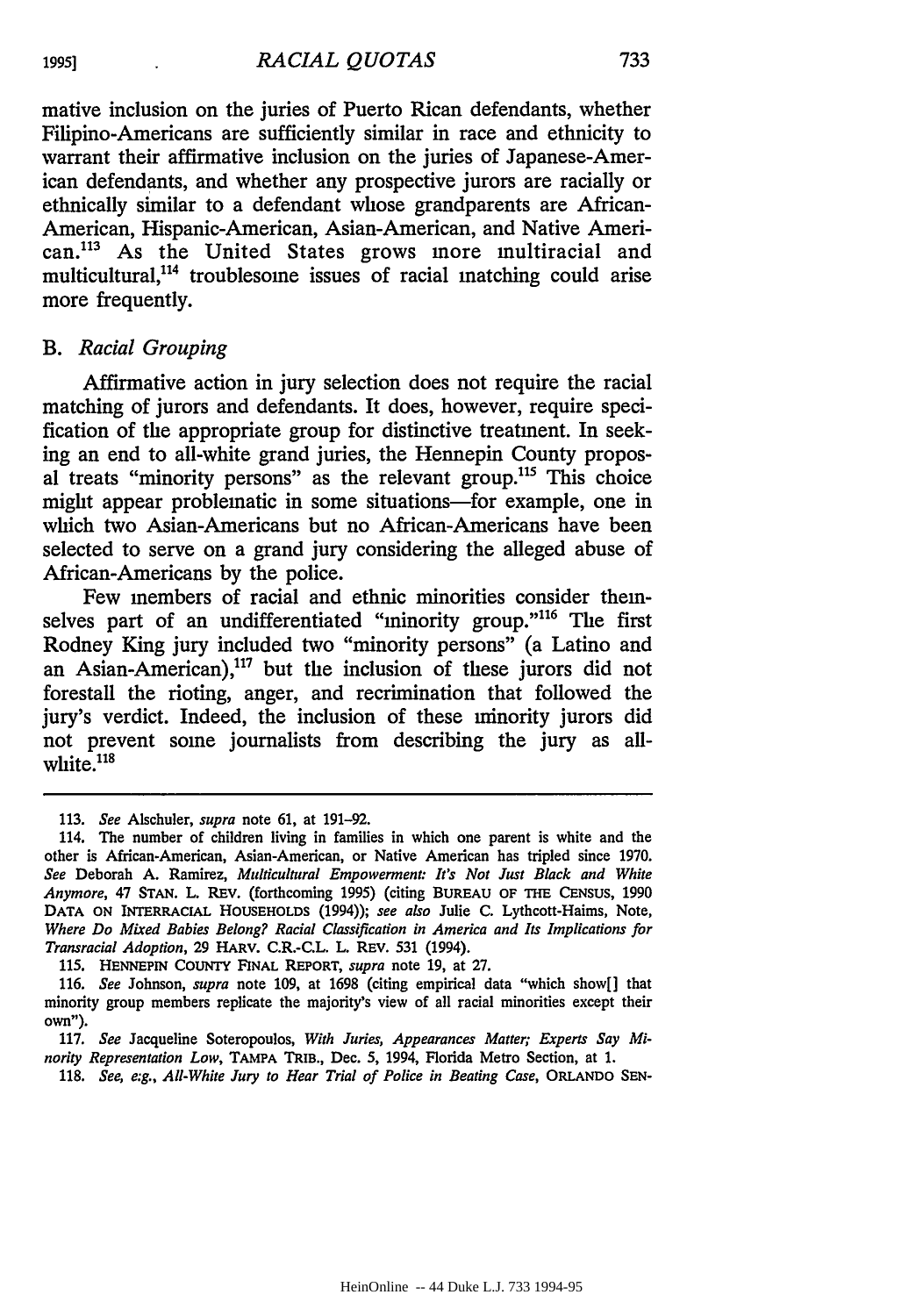mative inclusion on the juries of Puerto Rican defendants, whether Filipino-Americans are sufficiently similar in race and ethnicity to warrant their affirmative inclusion on the juries of Japanese-American defendants, and whether any prospective jurors are racially or ethnically similar to a defendant whose grandparents are African-American, Hispanic-American, Asian-American, and Native American.[113] As the United States grows more multiracial and multicultural,[114] troublesome issues of racial matching could arise more frequently.

## B. *Racial Grouping*

Affirmative action in jury selection does not require the racial matching of jurors and defendants. It does, however, require specification of the appropriate group for distinctive treatment. In seeking an end to all-white grand juries, the Hennepin County proposal treats "minority persons" as the relevant group.[115] This choice might appear problematic in some situations—for example, one in which two Asian-Americans but no African-Americans have been selected to serve on a grand jury considering the alleged abuse of African-Americans by the police.

Few members of racial and ethnic minorities consider themselves part of an undifferentiated "minority group."[116] The first Rodney King jury included two "minority persons" (a Latino and an Asian-American),[117] but the inclusion of these jurors did not forestall the rioting, anger, and recrimination that followed the jury's verdict. Indeed, the inclusion of these minority jurors did not prevent some journalists from describing the jury as all-white.[118]

---

113. *See* Alschuler, *supra* note 61, at 191–92.

114. The number of children living in families in which one parent is white and the other is African-American, Asian-American, or Native American has tripled since 1970. *See* Deborah A. Ramirez, *Multicultural Empowerment: It's Not Just Black and White Anymore*, 47 STAN. L. REV. (forthcoming 1995) (citing BUREAU OF THE CENSUS, 1990 DATA ON INTERRACIAL HOUSEHOLDS (1994)); *see also* Julie C. Lythcott-Haims, Note, *Where Do Mixed Babies Belong? Racial Classification in America and Its Implications for Transracial Adoption*, 29 HARV. C.R.-C.L. L. REV. 531 (1994).

115. HENNEPIN COUNTY FINAL REPORT, *supra* note 19, at 27.

116. *See* Johnson, *supra* note 109, at 1698 (citing empirical data "which show[] that minority group members replicate the majority's view of all racial minorities except their own").

117. *See* Jacqueline Soteropoulos, *With Juries, Appearances Matter; Experts Say Minority Representation Low*, TAMPA TRIB., Dec. 5, 1994, Florida Metro Section, at 1.

118. *See, e.g.*, *All-White Jury to Hear Trial of Police in Beating Case*, ORLANDO SEN-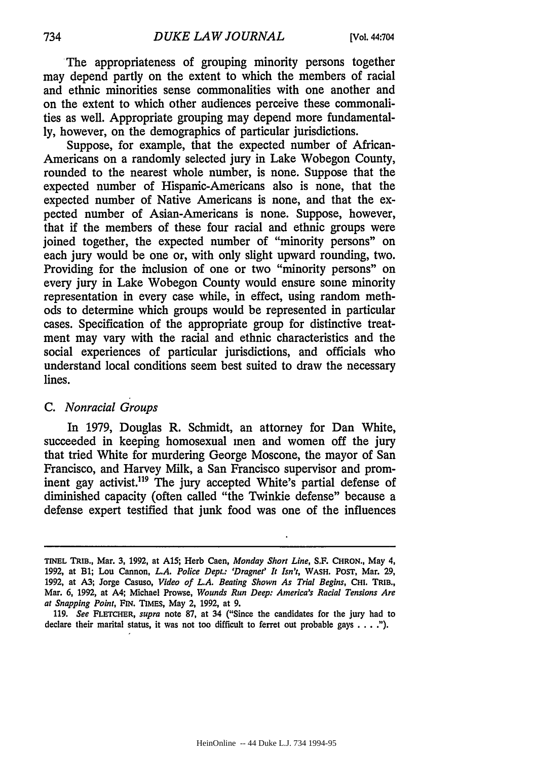The appropriateness of grouping minority persons together may depend partly on the extent to which the members of racial and ethnic minorities sense commonalities with one another and on the extent to which other audiences perceive these commonalities as well. Appropriate grouping may depend more fundamentally, however, on the demographics of particular jurisdictions.

Suppose, for example, that the expected number of African-Americans on a randomly selected jury in Lake Wobegon County, rounded to the nearest whole number, is none. Suppose that the expected number of Hispanic-Americans also is none, that the expected number of Native Americans is none, and that the expected number of Asian-Americans is none. Suppose, however, that if the members of these four racial and ethnic groups were joined together, the expected number of "minority persons" on each jury would be one or, with only slight upward rounding, two. Providing for the inclusion of one or two "minority persons" on every jury in Lake Wobegon County would ensure some minority representation in every case while, in effect, using random methods to determine which groups would be represented in particular cases. Specification of the appropriate group for distinctive treatment may vary with the racial and ethnic characteristics and the social experiences of particular jurisdictions, and officials who understand local conditions seem best suited to draw the necessary lines.

### C. *Nonracial Groups*

In 1979, Douglas R. Schmidt, an attorney for Dan White, succeeded in keeping homosexual men and women off the jury that tried White for murdering George Moscone, the mayor of San Francisco, and Harvey Milk, a San Francisco supervisor and prominent gay activist.[119] The jury accepted White's partial defense of diminished capacity (often called "the Twinkie defense" because a defense expert testified that junk food was one of the influences

---

TINEL TRIB., Mar. 3, 1992, at A15; Herb Caen, *Monday Short Line*, S.F. CHRON., May 4, 1992, at B1; Lou Cannon, *L.A. Police Dept.: 'Dragnet' It Isn't*, WASH. POST, Mar. 29, 1992, at A3; Jorge Casuso, *Video of L.A. Beating Shown As Trial Begins*, CHI. TRIB., Mar. 6, 1992, at A4; Michael Prowse, *Wounds Run Deep: America's Racial Tensions Are at Snapping Point*, FIN. TIMES, May 2, 1992, at 9.

119. *See* FLETCHER, *supra* note 87, at 34 ("Since the candidates for the jury had to declare their marital status, it was not too difficult to ferret out probable gays . . . .").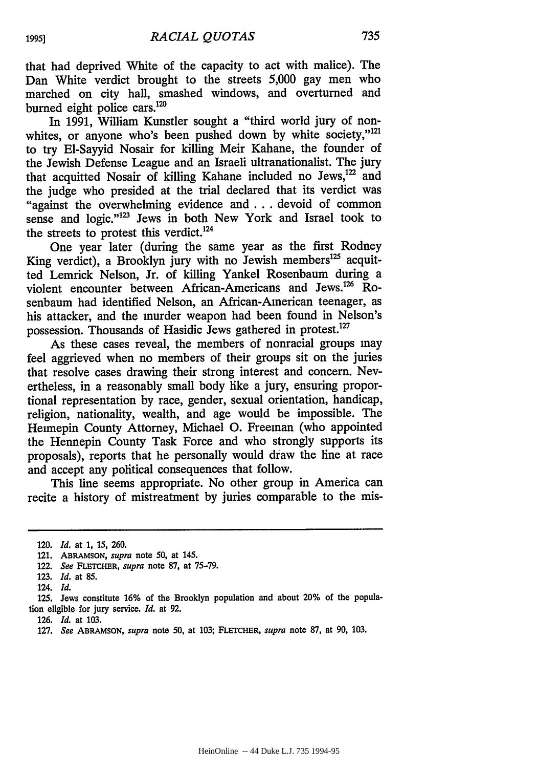that had deprived White of the capacity to act with malice). The Dan White verdict brought to the streets 5,000 gay men who marched on city hall, smashed windows, and overturned and burned eight police cars.[120]

In 1991, William Kunstler sought a "third world jury of non-whites, or anyone who's been pushed down by white society,"[121] to try El-Sayyid Nosair for killing Meir Kahane, the founder of the Jewish Defense League and an Israeli ultranationalist. The jury that acquitted Nosair of killing Kahane included no Jews,[122] and the judge who presided at the trial declared that its verdict was "against the overwhelming evidence and . . . devoid of common sense and logic."[123] Jews in both New York and Israel took to the streets to protest this verdict.[124]

One year later (during the same year as the first Rodney King verdict), a Brooklyn jury with no Jewish members[125] acquitted Lemrick Nelson, Jr. of killing Yankel Rosenbaum during a violent encounter between African-Americans and Jews.[126] Rosenbaum had identified Nelson, an African-American teenager, as his attacker, and the murder weapon had been found in Nelson's possession. Thousands of Hasidic Jews gathered in protest.[127]

As these cases reveal, the members of nonracial groups may feel aggrieved when no members of their groups sit on the juries that resolve cases drawing their strong interest and concern. Nevertheless, in a reasonably small body like a jury, ensuring proportional representation by race, gender, sexual orientation, handicap, religion, nationality, wealth, and age would be impossible. The Hennepin County Attorney, Michael O. Freeman (who appointed the Hennepin County Task Force and who strongly supports its proposals), reports that he personally would draw the line at race and accept any political consequences that follow.

This line seems appropriate. No other group in America can recite a history of mistreatment by juries comparable to the mis-

---

120. *Id.* at 1, 15, 260.

121. ABRAMSON, *supra* note 50, at 145.

122. *See* FLETCHER, *supra* note 87, at 75–79.

123. *Id.* at 85.

124. *Id.*

125. Jews constitute 16% of the Brooklyn population and about 20% of the population eligible for jury service. *Id.* at 92.

126. *Id.* at 103.

127. *See* ABRAMSON, *supra* note 50, at 103; FLETCHER, *supra* note 87, at 90, 103.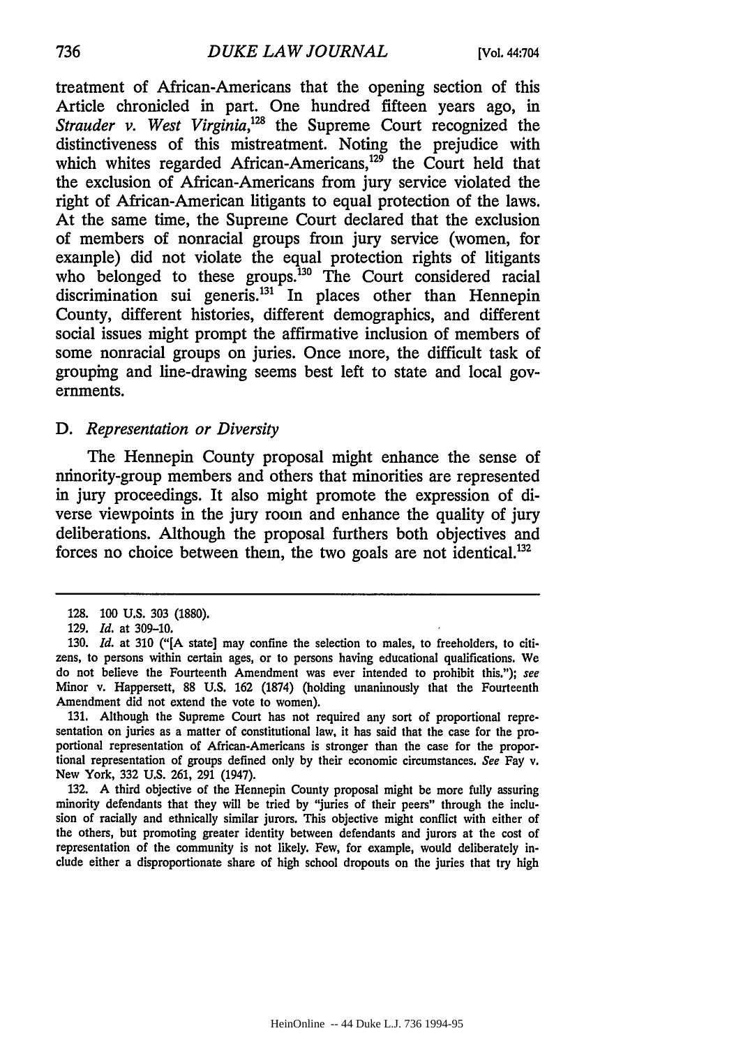treatment of African-Americans that the opening section of this Article chronicled in part. One hundred fifteen years ago, in *Strauder v. West Virginia*,[128] the Supreme Court recognized the distinctiveness of this mistreatment. Noting the prejudice with which whites regarded African-Americans,[129] the Court held that the exclusion of African-Americans from jury service violated the right of African-American litigants to equal protection of the laws. At the same time, the Supreme Court declared that the exclusion of members of nonracial groups from jury service (women, for example) did not violate the equal protection rights of litigants who belonged to these groups.[130] The Court considered racial discrimination sui generis.[131] In places other than Hennepin County, different histories, different demographics, and different social issues might prompt the affirmative inclusion of members of some nonracial groups on juries. Once more, the difficult task of grouping and line-drawing seems best left to state and local governments.

### D. *Representation or Diversity*

The Hennepin County proposal might enhance the sense of minority-group members and others that minorities are represented in jury proceedings. It also might promote the expression of diverse viewpoints in the jury room and enhance the quality of jury deliberations. Although the proposal furthers both objectives and forces no choice between them, the two goals are not identical.[132]

---

128. 100 U.S. 303 (1880).

129. *Id.* at 309-10.

130. *Id.* at 310 ("[A state] may confine the selection to males, to freeholders, to citizens, to persons within certain ages, or to persons having educational qualifications. We do not believe the Fourteenth Amendment was ever intended to prohibit this."); *see* Minor v. Happersett, 88 U.S. 162 (1874) (holding unanimously that the Fourteenth Amendment did not extend the vote to women).

131. Although the Supreme Court has not required any sort of proportional representation on juries as a matter of constitutional law, it has said that the case for the proportional representation of African-Americans is stronger than the case for the proportional representation of groups defined only by their economic circumstances. *See* Fay v. New York, 332 U.S. 261, 291 (1947).

132. A third objective of the Hennepin County proposal might be more fully assuring minority defendants that they will be tried by "juries of their peers" through the inclusion of racially and ethnically similar jurors. This objective might conflict with either of the others, but promoting greater identity between defendants and jurors at the cost of representation of the community is not likely. Few, for example, would deliberately include either a disproportionate share of high school dropouts on the juries that try high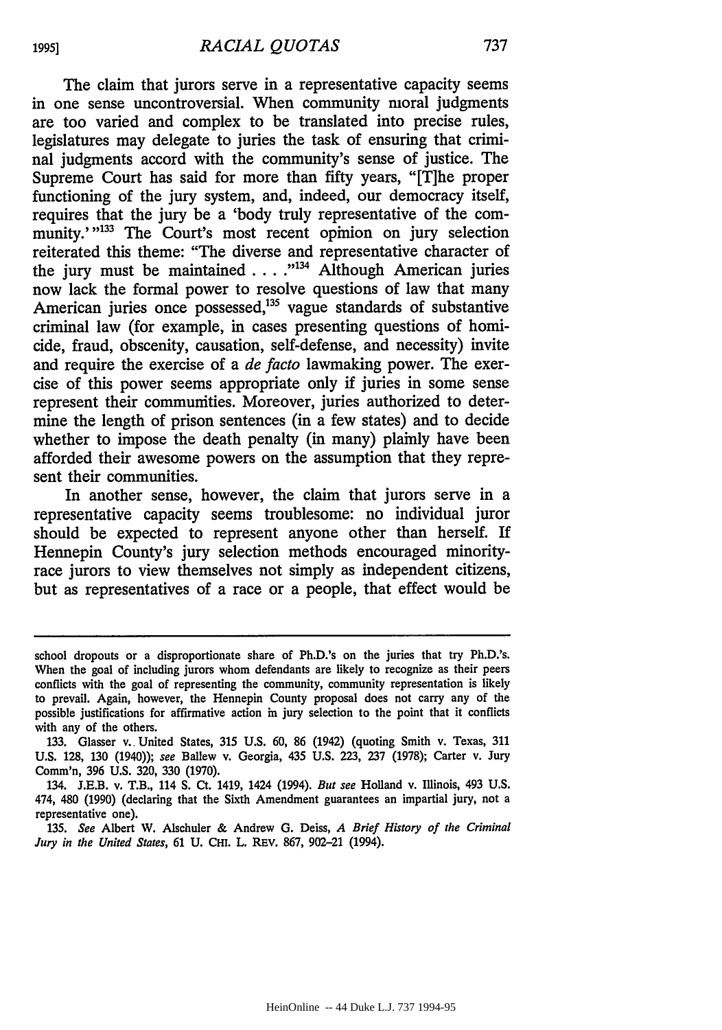The claim that jurors serve in a representative capacity seems in one sense uncontroversial. When community moral judgments are too varied and complex to be translated into precise rules, legislatures may delegate to juries the task of ensuring that criminal judgments accord with the community's sense of justice. The Supreme Court has said for more than fifty years, "[T]he proper functioning of the jury system, and, indeed, our democracy itself, requires that the jury be a 'body truly representative of the community.'"[133] The Court's most recent opinion on jury selection reiterated this theme: "The diverse and representative character of the jury must be maintained . . . ."[134] Although American juries now lack the formal power to resolve questions of law that many American juries once possessed,[135] vague standards of substantive criminal law (for example, in cases presenting questions of homicide, fraud, obscenity, causation, self-defense, and necessity) invite and require the exercise of a *de facto* lawmaking power. The exercise of this power seems appropriate only if juries in some sense represent their communities. Moreover, juries authorized to determine the length of prison sentences (in a few states) and to decide whether to impose the death penalty (in many) plainly have been afforded their awesome powers on the assumption that they represent their communities.

In another sense, however, the claim that jurors serve in a representative capacity seems troublesome: no individual juror should be expected to represent anyone other than herself. If Hennepin County's jury selection methods encouraged minority-race jurors to view themselves not simply as independent citizens, but as representatives of a race or a people, that effect would be

---

school dropouts or a disproportionate share of Ph.D.'s on the juries that try Ph.D.'s. When the goal of including jurors whom defendants are likely to recognize as their peers conflicts with the goal of representing the community, community representation is likely to prevail. Again, however, the Hennepin County proposal does not carry any of the possible justifications for affirmative action in jury selection to the point that it conflicts with any of the others.

133. Glasser v. United States, 315 U.S. 60, 86 (1942) (quoting Smith v. Texas, 311 U.S. 128, 130 (1940)); *see* Ballew v. Georgia, 435 U.S. 223, 237 (1978); Carter v. Jury Comm'n, 396 U.S. 320, 330 (1970).

134. J.E.B. v. T.B., 114 S. Ct. 1419, 1424 (1994). *But see* Holland v. Illinois, 493 U.S. 474, 480 (1990) (declaring that the Sixth Amendment guarantees an impartial jury, not a representative one).

135. *See* Albert W. Alschuler & Andrew G. Deiss, *A Brief History of the Criminal Jury in the United States*, 61 U. CHI. L. REV. 867, 902–21 (1994).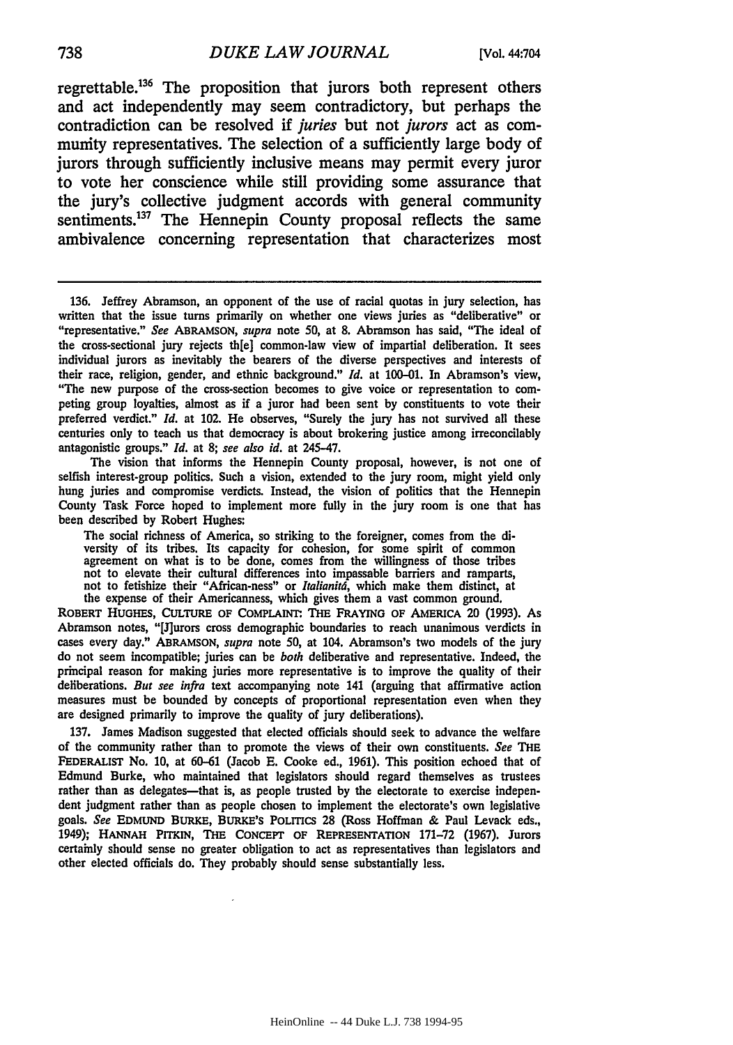regrettable.[136] The proposition that jurors both represent others and act independently may seem contradictory, but perhaps the contradiction can be resolved if *juries* but not *jurors* act as community representatives. The selection of a sufficiently large body of jurors through sufficiently inclusive means may permit every juror to vote her conscience while still providing some assurance that the jury's collective judgment accords with general community sentiments.[137] The Hennepin County proposal reflects the same ambivalence concerning representation that characterizes most

---

136. Jeffrey Abramson, an opponent of the use of racial quotas in jury selection, has written that the issue turns primarily on whether one views juries as "deliberative" or "representative." *See* ABRAMSON, *supra* note 50, at 8. Abramson has said, "The ideal of the cross-sectional jury rejects th[e] common-law view of impartial deliberation. It sees individual jurors as inevitably the bearers of the diverse perspectives and interests of their race, religion, gender, and ethnic background." *Id.* at 100–01. In Abramson's view, "The new purpose of the cross-section becomes to give voice or representation to competing group loyalties, almost as if a juror had been sent by constituents to vote their preferred verdict." *Id.* at 102. He observes, "Surely the jury has not survived all these centuries only to teach us that democracy is about brokering justice among irreconcilably antagonistic groups." *Id.* at 8; *see also id.* at 245–47.

The vision that informs the Hennepin County proposal, however, is not one of selfish interest-group politics. Such a vision, extended to the jury room, might yield only hung juries and compromise verdicts. Instead, the vision of politics that the Hennepin County Task Force hoped to implement more fully in the jury room is one that has been described by Robert Hughes:

> The social richness of America, so striking to the foreigner, comes from the diversity of its tribes. Its capacity for cohesion, for some spirit of common agreement on what is to be done, comes from the willingness of those tribes not to elevate their cultural differences into impassable barriers and ramparts, not to fetishize their "African-ness" or *Italianità*, which make them distinct, at the expense of their Americanness, which gives them a vast common ground.

ROBERT HUGHES, CULTURE OF COMPLAINT: THE FRAYING OF AMERICA 20 (1993). As Abramson notes, "[J]urors cross demographic boundaries to reach unanimous verdicts in cases every day." ABRAMSON, *supra* note 50, at 104. Abramson's two models of the jury do not seem incompatible; juries can be *both* deliberative and representative. Indeed, the principal reason for making juries more representative is to improve the quality of their deliberations. *But see infra* text accompanying note 141 (arguing that affirmative action measures must be bounded by concepts of proportional representation even when they are designed primarily to improve the quality of jury deliberations).

137. James Madison suggested that elected officials should seek to advance the welfare of the community rather than to promote the views of their own constituents. *See* THE FEDERALIST No. 10, at 60–61 (Jacob E. Cooke ed., 1961). This position echoed that of Edmund Burke, who maintained that legislators should regard themselves as trustees rather than as delegates—that is, as people trusted by the electorate to exercise independent judgment rather than as people chosen to implement the electorate's own legislative goals. *See* EDMUND BURKE, BURKE'S POLITICS 28 (Ross Hoffman & Paul Levack eds., 1949); HANNAH PITKIN, THE CONCEPT OF REPRESENTATION 171–72 (1967). Jurors certainly should sense no greater obligation to act as representatives than legislators and other elected officials do. They probably should sense substantially less.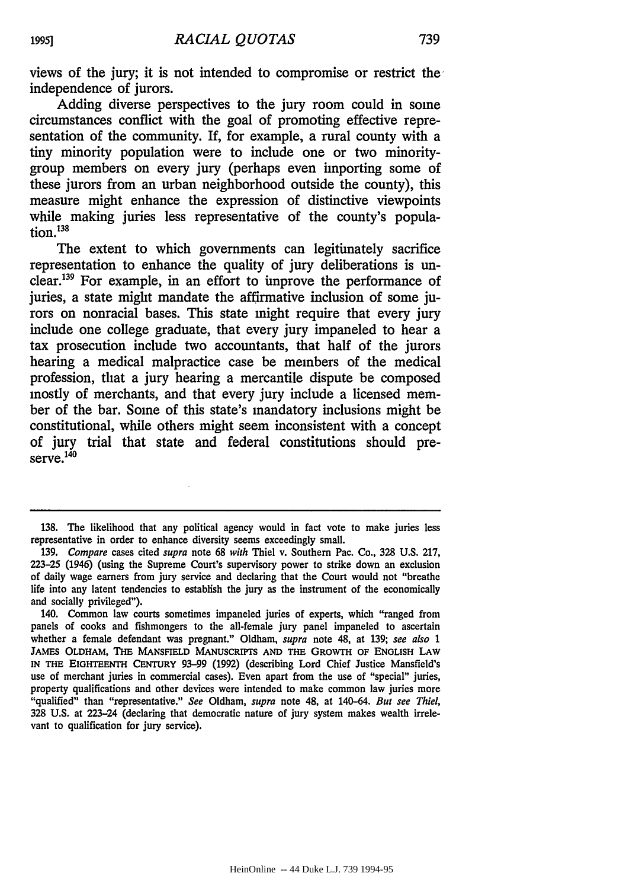views of the jury; it is not intended to compromise or restrict the independence of jurors.

Adding diverse perspectives to the jury room could in some circumstances conflict with the goal of promoting effective representation of the community. If, for example, a rural county with a tiny minority population were to include one or two minority-group members on every jury (perhaps even importing some of these jurors from an urban neighborhood outside the county), this measure might enhance the expression of distinctive viewpoints while making juries less representative of the county's population.[138]

The extent to which governments can legitimately sacrifice representation to enhance the quality of jury deliberations is unclear.[139] For example, in an effort to improve the performance of juries, a state might mandate the affirmative inclusion of some jurors on nonracial bases. This state might require that every jury include one college graduate, that every jury impaneled to hear a tax prosecution include two accountants, that half of the jurors hearing a medical malpractice case be members of the medical profession, that a jury hearing a mercantile dispute be composed mostly of merchants, and that every jury include a licensed member of the bar. Some of this state's mandatory inclusions might be constitutional, while others might seem inconsistent with a concept of jury trial that state and federal constitutions should preserve.[140]

---

138. The likelihood that any political agency would in fact vote to make juries less representative in order to enhance diversity seems exceedingly small.

139. *Compare* cases cited *supra* note 68 *with* Thiel v. Southern Pac. Co., 328 U.S. 217, 223-25 (1946) (using the Supreme Court's supervisory power to strike down an exclusion of daily wage earners from jury service and declaring that the Court would not "breathe life into any latent tendencies to establish the jury as the instrument of the economically and socially privileged").

140. Common law courts sometimes impaneled juries of experts, which "ranged from panels of cooks and fishmongers to the all-female jury panel impaneled to ascertain whether a female defendant was pregnant." Oldham, *supra* note 48, at 139; *see also* 1 JAMES OLDHAM, THE MANSFIELD MANUSCRIPTS AND THE GROWTH OF ENGLISH LAW IN THE EIGHTEENTH CENTURY 93-99 (1992) (describing Lord Chief Justice Mansfield's use of merchant juries in commercial cases). Even apart from the use of "special" juries, property qualifications and other devices were intended to make common law juries more "qualified" than "representative." *See* Oldham, *supra* note 48, at 140-64. *But see Thiel*, 328 U.S. at 223-24 (declaring that democratic nature of jury system makes wealth irrelevant to qualification for jury service).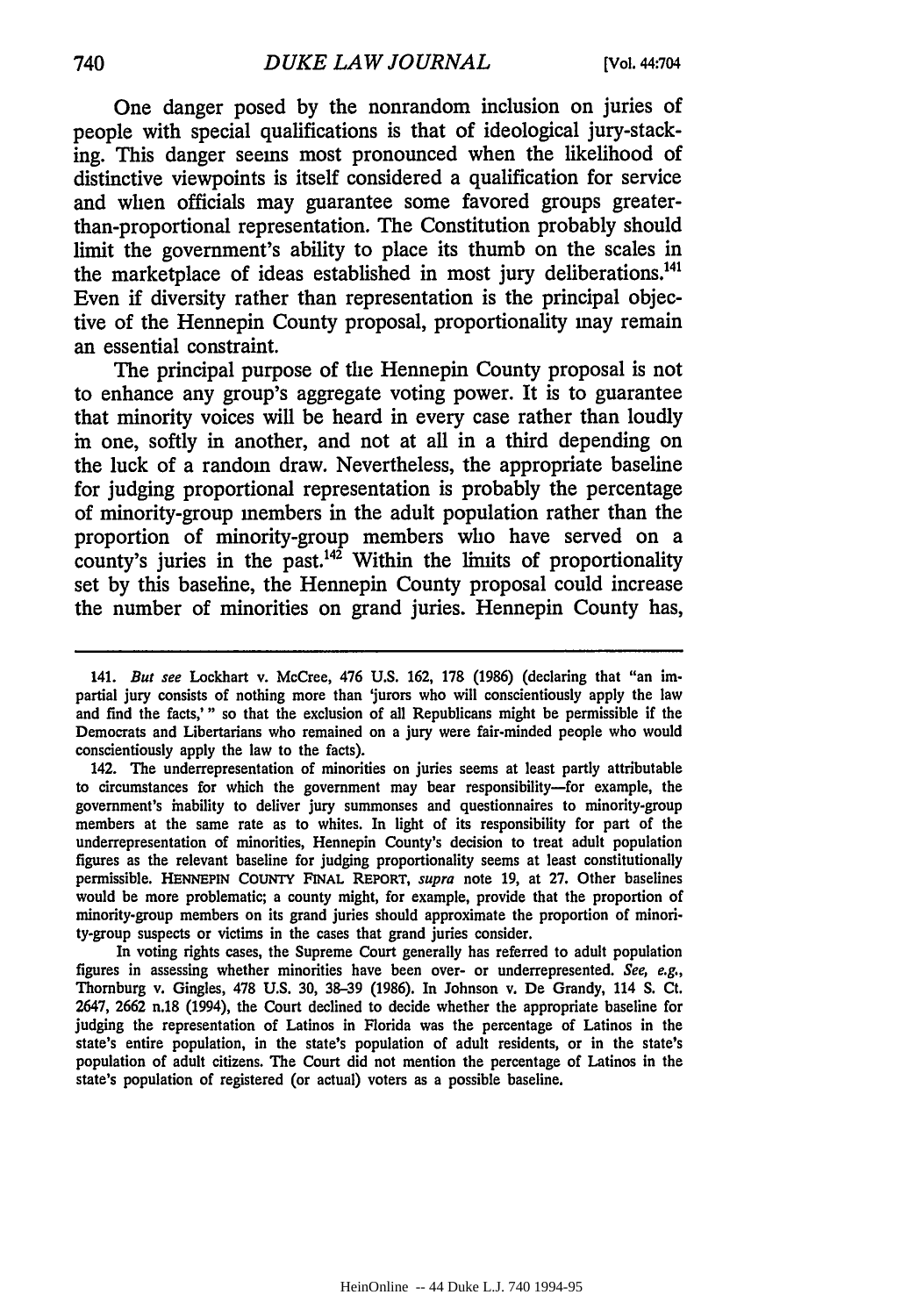One danger posed by the nonrandom inclusion on juries of people with special qualifications is that of ideological jury-stacking. This danger seems most pronounced when the likelihood of distinctive viewpoints is itself considered a qualification for service and when officials may guarantee some favored groups greater-than-proportional representation. The Constitution probably should limit the government's ability to place its thumb on the scales in the marketplace of ideas established in most jury deliberations.[141] Even if diversity rather than representation is the principal objective of the Hennepin County proposal, proportionality may remain an essential constraint.

The principal purpose of the Hennepin County proposal is not to enhance any group's aggregate voting power. It is to guarantee that minority voices will be heard in every case rather than loudly in one, softly in another, and not at all in a third depending on the luck of a random draw. Nevertheless, the appropriate baseline for judging proportional representation is probably the percentage of minority-group members in the adult population rather than the proportion of minority-group members who have served on a county's juries in the past.[142] Within the limits of proportionality set by this baseline, the Hennepin County proposal could increase the number of minorities on grand juries. Hennepin County has,

---

141. *But see* Lockhart v. McCree, 476 U.S. 162, 178 (1986) (declaring that "an impartial jury consists of nothing more than 'jurors who will conscientiously apply the law and find the facts,'" so that the exclusion of all Republicans might be permissible if the Democrats and Libertarians who remained on a jury were fair-minded people who would conscientiously apply the law to the facts).

142. The underrepresentation of minorities on juries seems at least partly attributable to circumstances for which the government may bear responsibility—for example, the government's inability to deliver jury summonses and questionnaires to minority-group members at the same rate as to whites. In light of its responsibility for part of the underrepresentation of minorities, Hennepin County's decision to treat adult population figures as the relevant baseline for judging proportionality seems at least constitutionally permissible. HENNEPIN COUNTY FINAL REPORT, *supra* note 19, at 27. Other baselines would be more problematic; a county might, for example, provide that the proportion of minority-group members on its grand juries should approximate the proportion of minority-group suspects or victims in the cases that grand juries consider.

In voting rights cases, the Supreme Court generally has referred to adult population figures in assessing whether minorities have been over- or underrepresented. *See, e.g.*, Thornburg v. Gingles, 478 U.S. 30, 38-39 (1986). In Johnson v. De Grandy, 114 S. Ct. 2647, 2662 n.18 (1994), the Court declined to decide whether the appropriate baseline for judging the representation of Latinos in Florida was the percentage of Latinos in the state's entire population, in the state's population of adult residents, or in the state's population of adult citizens. The Court did not mention the percentage of Latinos in the state's population of registered (or actual) voters as a possible baseline.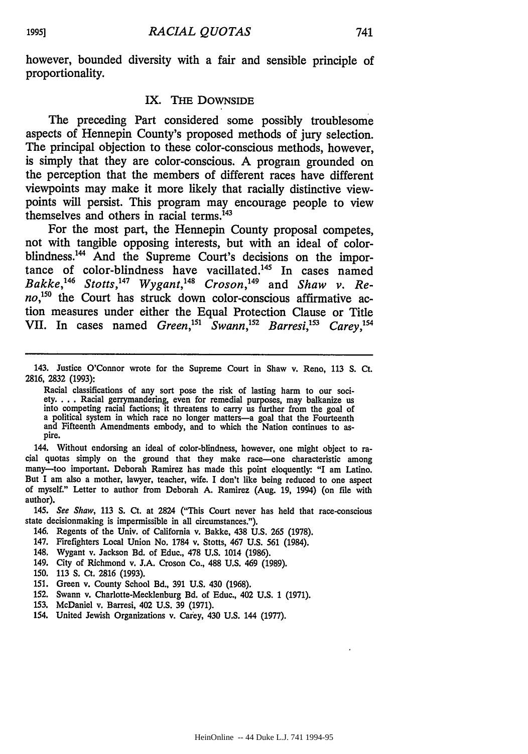however, bounded diversity with a fair and sensible principle of proportionality.

## IX. The Downside

The preceding Part considered some possibly troublesome aspects of Hennepin County's proposed methods of jury selection. The principal objection to these color-conscious methods, however, is simply that they are color-conscious. A program grounded on the perception that the members of different races have different viewpoints may make it more likely that racially distinctive viewpoints will persist. This program may encourage people to view themselves and others in racial terms.[143]

For the most part, the Hennepin County proposal competes, not with tangible opposing interests, but with an ideal of color-blindness.[144] And the Supreme Court's decisions on the importance of color-blindness have vacillated.[145] In cases named *Bakke*,[146] *Stotts*,[147] *Wygant*,[148] *Croson*,[149] and *Shaw v. Reno*,[150] the Court has struck down color-conscious affirmative action measures under either the Equal Protection Clause or Title VII. In cases named *Green*,[151] *Swann*,[152] *Barresi*,[153] *Carey*,[154]

---

143. Justice O'Connor wrote for the Supreme Court in Shaw v. Reno, 113 S. Ct. 2816, 2832 (1993):

> Racial classifications of any sort pose the risk of lasting harm to our society. . . . Racial gerrymandering, even for remedial purposes, may balkanize us into competing racial factions; it threatens to carry us further from the goal of a political system in which race no longer matters—a goal that the Fourteenth and Fifteenth Amendments embody, and to which the Nation continues to aspire.

144. Without endorsing an ideal of color-blindness, however, one might object to racial quotas simply on the ground that they make race—one characteristic among many—too important. Deborah Ramirez has made this point eloquently: "I am Latino. But I am also a mother, lawyer, teacher, wife. I don't like being reduced to one aspect of myself." Letter to author from Deborah A. Ramirez (Aug. 19, 1994) (on file with author).

145. *See Shaw*, 113 S. Ct. at 2824 ("This Court never has held that race-conscious state decisionmaking is impermissible in all circumstances.").

146. Regents of the Univ. of California v. Bakke, 438 U.S. 265 (1978).

147. Firefighters Local Union No. 1784 v. Stotts, 467 U.S. 561 (1984).

148. Wygant v. Jackson Bd. of Educ., 478 U.S. 1014 (1986).

149. City of Richmond v. J.A. Croson Co., 488 U.S. 469 (1989).

150. 113 S. Ct. 2816 (1993).

151. Green v. County School Bd., 391 U.S. 430 (1968).

152. Swann v. Charlotte-Mecklenburg Bd. of Educ., 402 U.S. 1 (1971).

153. McDaniel v. Barresi, 402 U.S. 39 (1971).

154. United Jewish Organizations v. Carey, 430 U.S. 144 (1977).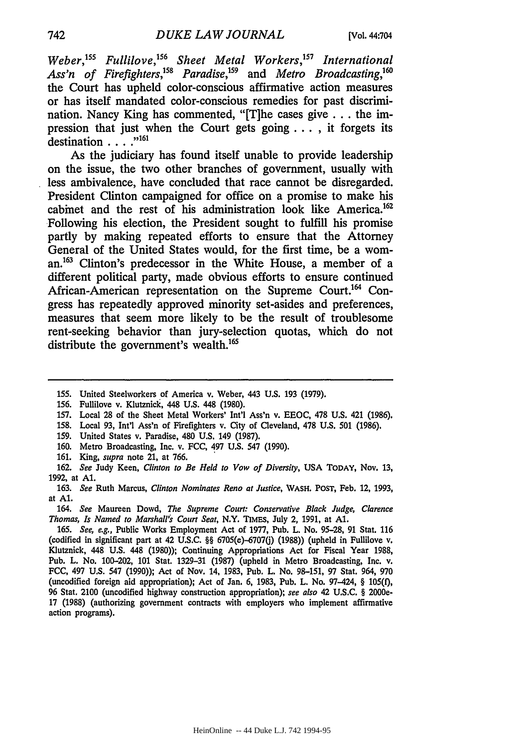*Weber*,[155] *Fullilove*,[156] *Sheet Metal Workers*,[157] *International Ass'n of Firefighters*,[158] *Paradise*,[159] and *Metro Broadcasting*,[160] the Court has upheld color-conscious affirmative action measures or has itself mandated color-conscious remedies for past discrimination. Nancy King has commented, "[T]he cases give . . . the impression that just when the Court gets going . . . , it forgets its destination . . . ."[161]

As the judiciary has found itself unable to provide leadership on the issue, the two other branches of government, usually with less ambivalence, have concluded that race cannot be disregarded. President Clinton campaigned for office on a promise to make his cabinet and the rest of his administration look like America.[162] Following his election, the President sought to fulfill his promise partly by making repeated efforts to ensure that the Attorney General of the United States would, for the first time, be a woman.[163] Clinton's predecessor in the White House, a member of a different political party, made obvious efforts to ensure continued African-American representation on the Supreme Court.[164] Congress has repeatedly approved minority set-asides and preferences, measures that seem more likely to be the result of troublesome rent-seeking behavior than jury-selection quotas, which do not distribute the government's wealth.[165]

---

155. United Steelworkers of America v. Weber, 443 U.S. 193 (1979).

156. Fullilove v. Klutznick, 448 U.S. 448 (1980).

157. Local 28 of the Sheet Metal Workers' Int'l Ass'n v. EEOC, 478 U.S. 421 (1986).

158. Local 93, Int'l Ass'n of Firefighters v. City of Cleveland, 478 U.S. 501 (1986).

159. United States v. Paradise, 480 U.S. 149 (1987).

160. Metro Broadcasting, Inc. v. FCC, 497 U.S. 547 (1990).

161. King, *supra* note 21, at 766.

162. *See* Judy Keen, *Clinton to Be Held to Vow of Diversity*, USA TODAY, Nov. 13, 1992, at A1.

163. *See* Ruth Marcus, *Clinton Nominates Reno at Justice*, WASH. POST, Feb. 12, 1993, at A1.

164. *See* Maureen Dowd, *The Supreme Court: Conservative Black Judge, Clarence Thomas, Is Named to Marshall's Court Seat*, N.Y. TIMES, July 2, 1991, at A1.

165. *See, e.g.*, Public Works Employment Act of 1977, Pub. L. No. 95-28, 91 Stat. 116 (codified in significant part at 42 U.S.C. §§ 6705(e)-6707(j) (1988)) (upheld in Fullilove v. Klutznick, 448 U.S. 448 (1980)); Continuing Appropriations Act for Fiscal Year 1988, Pub. L. No. 100-202, 101 Stat. 1329-31 (1987) (upheld in Metro Broadcasting, Inc. v. FCC, 497 U.S. 547 (1990)); Act of Nov. 14, 1983, Pub. L. No. 98-151, 97 Stat. 964, 970 (uncodified foreign aid appropriation); Act of Jan. 6, 1983, Pub. L. No. 97-424, § 105(f), 96 Stat. 2100 (uncodified highway construction appropriation); *see also* 42 U.S.C. § 2000e-17 (1988) (authorizing government contracts with employers who implement affirmative action programs).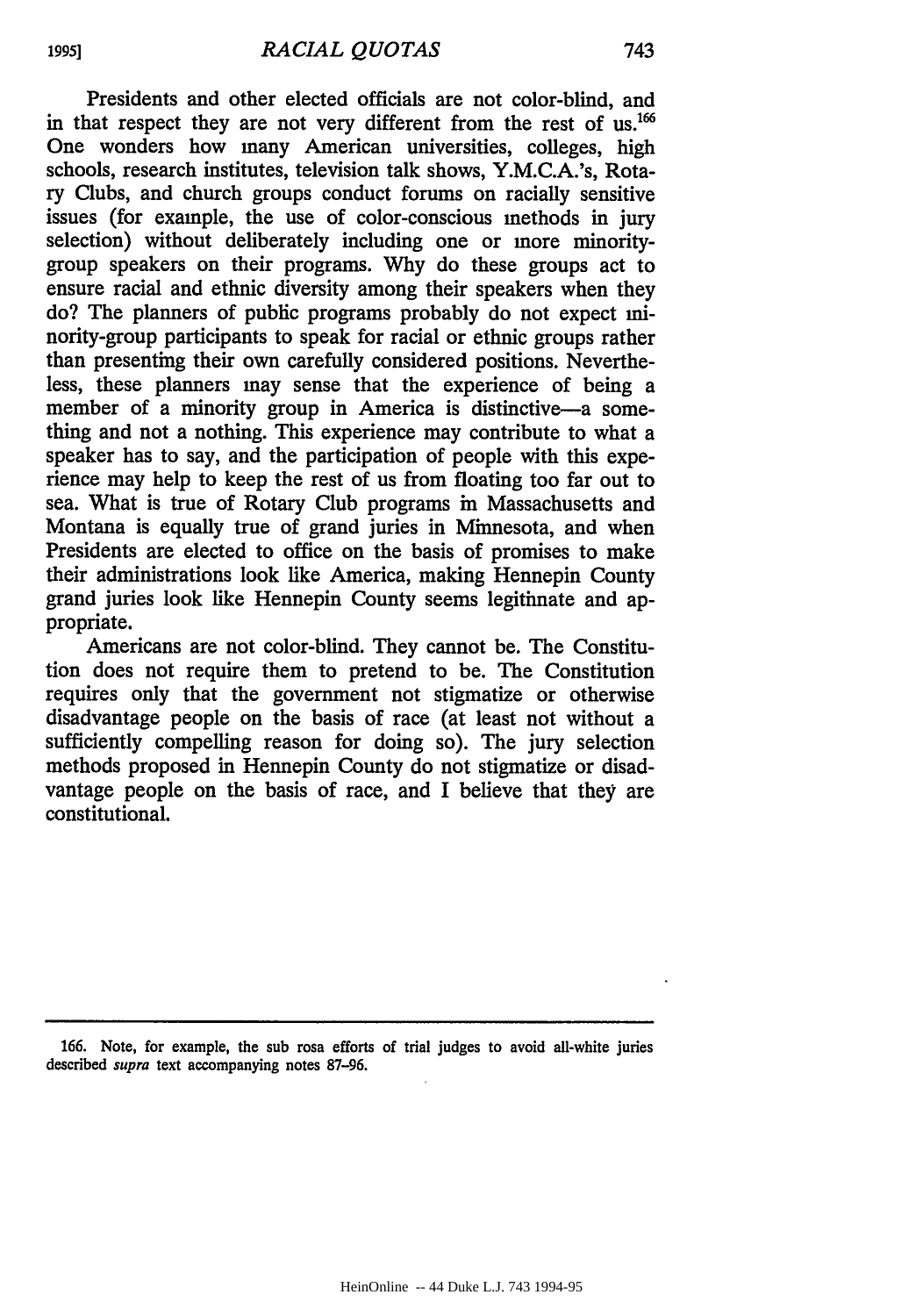Presidents and other elected officials are not color-blind, and in that respect they are not very different from the rest of us.[166] One wonders how many American universities, colleges, high schools, research institutes, television talk shows, Y.M.C.A.'s, Rotary Clubs, and church groups conduct forums on racially sensitive issues (for example, the use of color-conscious methods in jury selection) without deliberately including one or more minority-group speakers on their programs. Why do these groups act to ensure racial and ethnic diversity among their speakers when they do? The planners of public programs probably do not expect minority-group participants to speak for racial or ethnic groups rather than presenting their own carefully considered positions. Nevertheless, these planners may sense that the experience of being a member of a minority group in America is distinctive—a something and not a nothing. This experience may contribute to what a speaker has to say, and the participation of people with this experience may help to keep the rest of us from floating too far out to sea. What is true of Rotary Club programs in Massachusetts and Montana is equally true of grand juries in Minnesota, and when Presidents are elected to office on the basis of promises to make their administrations look like America, making Hennepin County grand juries look like Hennepin County seems legitimate and appropriate.

Americans are not color-blind. They cannot be. The Constitution does not require them to pretend to be. The Constitution requires only that the government not stigmatize or otherwise disadvantage people on the basis of race (at least not without a sufficiently compelling reason for doing so). The jury selection methods proposed in Hennepin County do not stigmatize or disadvantage people on the basis of race, and I believe that they are constitutional.

---

166. Note, for example, the sub rosa efforts of trial judges to avoid all-white juries described *supra* text accompanying notes 87-96.